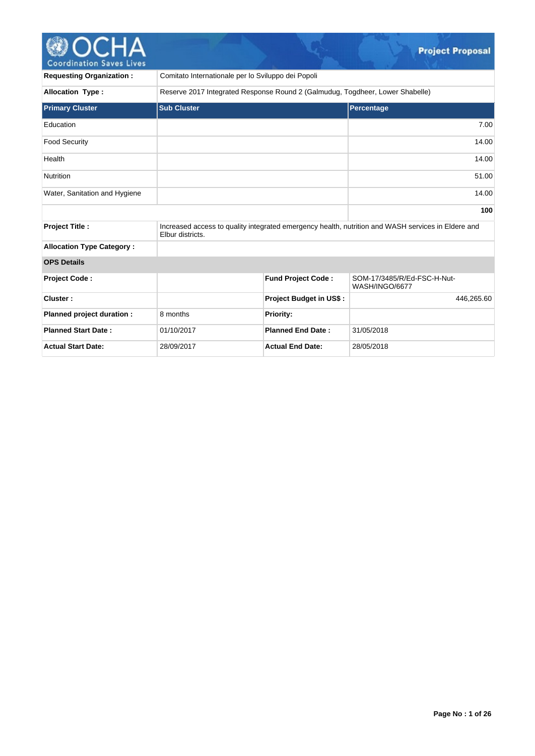# Project Proposal

| | |
|---|---|
| **Requesting Organization :** | Comitato Internationale per lo Sviluppo dei Popoli |
| **Allocation Type :** | Reserve 2017 Integrated Response Round 2 (Galmudug, Togdheer, Lower Shabelle) |

| Primary Cluster | Sub Cluster | Percentage |
|---|---|---|
| Education | | 7.00 |
| Food Security | | 14.00 |
| Health | | 14.00 |
| Nutrition | | 51.00 |
| Water, Sanitation and Hygiene | | 14.00 |
| | | **100** |

| | |
|---|---|
| **Project Title :** | Increased access to quality integrated emergency health, nutrition and WASH services in Eldere and Elbur districts. |
| **Allocation Type Category :** | |

**OPS Details**

| | | | |
|---|---|---|---|
| **Project Code :** | | **Fund Project Code :** | SOM-17/3485/R/Ed-FSC-H-Nut-WASH/INGO/6677 |
| **Cluster :** | | **Project Budget in US$ :** | 446,265.60 |
| **Planned project duration :** | 8 months | **Priority:** | |
| **Planned Start Date :** | 01/10/2017 | **Planned End Date :** | 31/05/2018 |
| **Actual Start Date:** | 28/09/2017 | **Actual End Date:** | 28/05/2018 |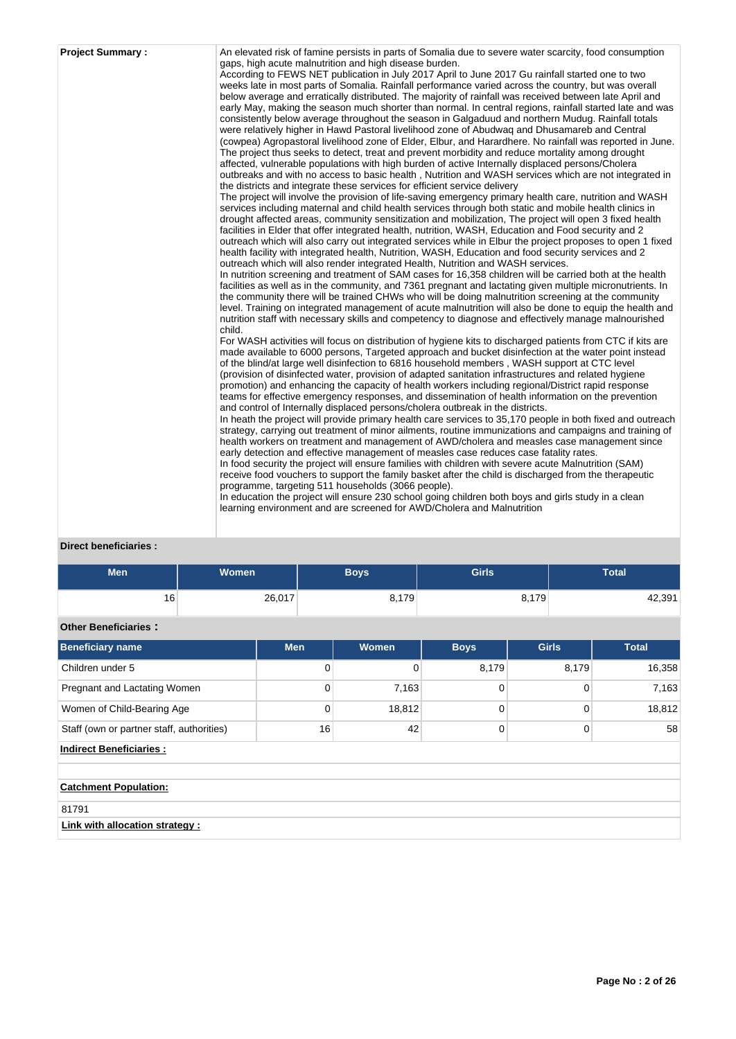**Project Summary :**

An elevated risk of famine persists in parts of Somalia due to severe water scarcity, food consumption gaps, high acute malnutrition and high disease burden.
According to FEWS NET publication in July 2017 April to June 2017 Gu rainfall started one to two weeks late in most parts of Somalia. Rainfall performance varied across the country, but was overall below average and erratically distributed. The majority of rainfall was received between late April and early May, making the season much shorter than normal. In central regions, rainfall started late and was consistently below average throughout the season in Galgaduud and northern Mudug. Rainfall totals were relatively higher in Hawd Pastoral livelihood zone of Abudwaq and Dhusamareb and Central (cowpea) Agropastoral livelihood zone of Elder, Elbur, and Harardhere. No rainfall was reported in June.
The project thus seeks to detect, treat and prevent morbidity and reduce mortality among drought affected, vulnerable populations with high burden of active Internally displaced persons/Cholera outbreaks and with no access to basic health , Nutrition and WASH services which are not integrated in the districts and integrate these services for efficient service delivery
The project will involve the provision of life-saving emergency primary health care, nutrition and WASH services including maternal and child health services through both static and mobile health clinics in drought affected areas, community sensitization and mobilization, The project will open 3 fixed health facilities in Elder that offer integrated health, nutrition, WASH, Education and Food security and 2 outreach which will also carry out integrated services while in Elbur the project proposes to open 1 fixed health facility with integrated health, Nutrition, WASH, Education and food security services and 2 outreach which will also render integrated Health, Nutrition and WASH services.
In nutrition screening and treatment of SAM cases for 16,358 children will be carried both at the health facilities as well as in the community, and 7361 pregnant and lactating given multiple micronutrients. In the community there will be trained CHWs who will be doing malnutrition screening at the community level. Training on integrated management of acute malnutrition will also be done to equip the health and nutrition staff with necessary skills and competency to diagnose and effectively manage malnourished child.
For WASH activities will focus on distribution of hygiene kits to discharged patients from CTC if kits are made available to 6000 persons, Targeted approach and bucket disinfection at the water point instead of the blind/at large well disinfection to 6816 household members , WASH support at CTC level (provision of disinfected water, provision of adapted sanitation infrastructures and related hygiene promotion) and enhancing the capacity of health workers including regional/District rapid response teams for effective emergency responses, and dissemination of health information on the prevention and control of Internally displaced persons/cholera outbreak in the districts.
In heath the project will provide primary health care services to 35,170 people in both fixed and outreach strategy, carrying out treatment of minor ailments, routine immunizations and campaigns and training of health workers on treatment and management of AWD/cholera and measles case management since early detection and effective management of measles case reduces case fatality rates.
In food security the project will ensure families with children with severe acute Malnutrition (SAM) receive food vouchers to support the family basket after the child is discharged from the therapeutic programme, targeting 511 households (3066 people).
In education the project will ensure 230 school going children both boys and girls study in a clean learning environment and are screened for AWD/Cholera and Malnutrition

**Direct beneficiaries :**

| Men | Women | Boys | Girls | Total |
|---|---|---|---|---|
| 16 | 26,017 | 8,179 | 8,179 | 42,391 |

**Other Beneficiaries :**

| Beneficiary name | Men | Women | Boys | Girls | Total |
|---|---|---|---|---|---|
| Children under 5 | 0 | 0 | 8,179 | 8,179 | 16,358 |
| Pregnant and Lactating Women | 0 | 7,163 | 0 | 0 | 7,163 |
| Women of Child-Bearing Age | 0 | 18,812 | 0 | 0 | 18,812 |
| Staff (own or partner staff, authorities) | 16 | 42 | 0 | 0 | 58 |

**Indirect Beneficiaries :**

**Catchment Population:**

81791

**Link with allocation strategy :**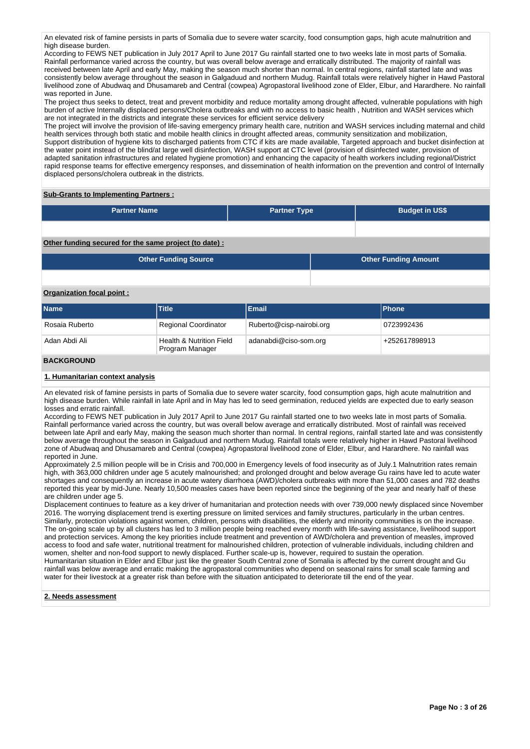An elevated risk of famine persists in parts of Somalia due to severe water scarcity, food consumption gaps, high acute malnutrition and high disease burden.
According to FEWS NET publication in July 2017 April to June 2017 Gu rainfall started one to two weeks late in most parts of Somalia. Rainfall performance varied across the country, but was overall below average and erratically distributed. The majority of rainfall was received between late April and early May, making the season much shorter than normal. In central regions, rainfall started late and was consistently below average throughout the season in Galgaduud and northern Mudug. Rainfall totals were relatively higher in Hawd Pastoral livelihood zone of Abudwaq and Dhusamareb and Central (cowpea) Agropastoral livelihood zone of Elder, Elbur, and Harardhere. No rainfall was reported in June.
The project thus seeks to detect, treat and prevent morbidity and reduce mortality among drought affected, vulnerable populations with high burden of active Internally displaced persons/Cholera outbreaks and with no access to basic health , Nutrition and WASH services which are not integrated in the districts and integrate these services for efficient service delivery
The project will involve the provision of life-saving emergency primary health care, nutrition and WASH services including maternal and child health services through both static and mobile health clinics in drought affected areas, community sensitization and mobilization,
Support distribution of hygiene kits to discharged patients from CTC if kits are made available, Targeted approach and bucket disinfection at the water point instead of the blind/at large well disinfection, WASH support at CTC level (provision of disinfected water, provision of adapted sanitation infrastructures and related hygiene promotion) and enhancing the capacity of health workers including regional/District rapid response teams for effective emergency responses, and dissemination of health information on the prevention and control of Internally displaced persons/cholera outbreak in the districts.

**Sub-Grants to Implementing Partners :**

| Partner Name | Partner Type | Budget in US$ |
|---|---|---|
| | | |

**Other funding secured for the same project (to date) :**

| Other Funding Source | Other Funding Amount |
|---|---|
| | |

**Organization focal point :**

| Name | Title | Email | Phone |
|---|---|---|---|
| Rosaia Ruberto | Regional Coordinator | Ruberto@cisp-nairobi.org | 0723992436 |
| Adan Abdi Ali | Health & Nutrition Field Program Manager | adanabdi@ciso-som.org | +252617898913 |

## BACKGROUND

### 1. Humanitarian context analysis

An elevated risk of famine persists in parts of Somalia due to severe water scarcity, food consumption gaps, high acute malnutrition and high disease burden. While rainfall in late April and in May has led to seed germination, reduced yields are expected due to early season losses and erratic rainfall.
According to FEWS NET publication in July 2017 April to June 2017 Gu rainfall started one to two weeks late in most parts of Somalia. Rainfall performance varied across the country, but was overall below average and erratically distributed. Most of rainfall was received between late April and early May, making the season much shorter than normal. In central regions, rainfall started late and was consistently below average throughout the season in Galgaduud and northern Mudug. Rainfall totals were relatively higher in Hawd Pastoral livelihood zone of Abudwaq and Dhusamareb and Central (cowpea) Agropastoral livelihood zone of Elder, Elbur, and Harardhere. No rainfall was reported in June.
Approximately 2.5 million people will be in Crisis and 700,000 in Emergency levels of food insecurity as of July.1 Malnutrition rates remain high, with 363,000 children under age 5 acutely malnourished; and prolonged drought and below average Gu rains have led to acute water shortages and consequently an increase in acute watery diarrhoea (AWD)/cholera outbreaks with more than 51,000 cases and 782 deaths reported this year by mid-June. Nearly 10,500 measles cases have been reported since the beginning of the year and nearly half of these are children under age 5.
Displacement continues to feature as a key driver of humanitarian and protection needs with over 739,000 newly displaced since November 2016. The worrying displacement trend is exerting pressure on limited services and family structures, particularly in the urban centres. Similarly, protection violations against women, children, persons with disabilities, the elderly and minority communities is on the increase. The on-going scale up by all clusters has led to 3 million people being reached every month with life-saving assistance, livelihood support and protection services. Among the key priorities include treatment and prevention of AWD/cholera and prevention of measles, improved access to food and safe water, nutritional treatment for malnourished children, protection of vulnerable individuals, including children and women, shelter and non-food support to newly displaced. Further scale-up is, however, required to sustain the operation.
Humanitarian situation in Elder and Elbur just like the greater South Central zone of Somalia is affected by the current drought and Gu rainfall was below average and erratic making the agropastoral communities who depend on seasonal rains for small scale farming and water for their livestock at a greater risk than before with the situation anticipated to deteriorate till the end of the year.

### 2. Needs assessment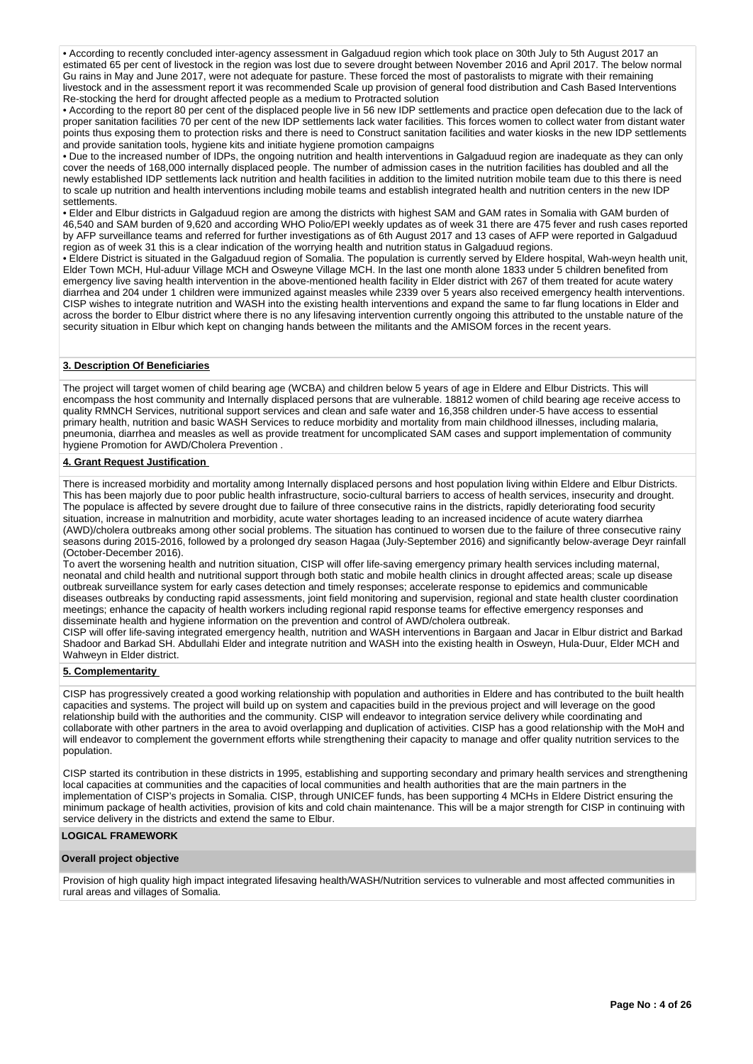• According to recently concluded inter-agency assessment in Galgaduud region which took place on 30th July to 5th August 2017 an estimated 65 per cent of livestock in the region was lost due to severe drought between November 2016 and April 2017. The below normal Gu rains in May and June 2017, were not adequate for pasture. These forced the most of pastoralists to migrate with their remaining livestock and in the assessment report it was recommended Scale up provision of general food distribution and Cash Based Interventions Re-stocking the herd for drought affected people as a medium to Protracted solution

• According to the report 80 per cent of the displaced people live in 56 new IDP settlements and practice open defecation due to the lack of proper sanitation facilities 70 per cent of the new IDP settlements lack water facilities. This forces women to collect water from distant water points thus exposing them to protection risks and there is need to Construct sanitation facilities and water kiosks in the new IDP settlements and provide sanitation tools, hygiene kits and initiate hygiene promotion campaigns

• Due to the increased number of IDPs, the ongoing nutrition and health interventions in Galgaduud region are inadequate as they can only cover the needs of 168,000 internally displaced people. The number of admission cases in the nutrition facilities has doubled and all the newly established IDP settlements lack nutrition and health facilities in addition to the limited nutrition mobile team due to this there is need to scale up nutrition and health interventions including mobile teams and establish integrated health and nutrition centers in the new IDP settlements.

• Elder and Elbur districts in Galgaduud region are among the districts with highest SAM and GAM rates in Somalia with GAM burden of 46,540 and SAM burden of 9,620 and according WHO Polio/EPI weekly updates as of week 31 there are 475 fever and rush cases reported by AFP surveillance teams and referred for further investigations as of 6th August 2017 and 13 cases of AFP were reported in Galgaduud region as of week 31 this is a clear indication of the worrying health and nutrition status in Galgaduud regions.

• Eldere District is situated in the Galgaduud region of Somalia. The population is currently served by Eldere hospital, Wah-weyn health unit, Elder Town MCH, Hul-aduur Village MCH and Osweyne Village MCH. In the last one month alone 1833 under 5 children benefited from emergency live saving health intervention in the above-mentioned health facility in Elder district with 267 of them treated for acute watery diarrhea and 204 under 1 children were immunized against measles while 2339 over 5 years also received emergency health interventions. CISP wishes to integrate nutrition and WASH into the existing health interventions and expand the same to far flung locations in Elder and across the border to Elbur district where there is no any lifesaving intervention currently ongoing this attributed to the unstable nature of the security situation in Elbur which kept on changing hands between the militants and the AMISOM forces in the recent years.

## 3. Description Of Beneficiaries

The project will target women of child bearing age (WCBA) and children below 5 years of age in Eldere and Elbur Districts. This will encompass the host community and Internally displaced persons that are vulnerable. 18812 women of child bearing age receive access to quality RMNCH Services, nutritional support services and clean and safe water and 16,358 children under-5 have access to essential primary health, nutrition and basic WASH Services to reduce morbidity and mortality from main childhood illnesses, including malaria, pneumonia, diarrhea and measles as well as provide treatment for uncomplicated SAM cases and support implementation of community hygiene Promotion for AWD/Cholera Prevention .

## 4. Grant Request Justification

There is increased morbidity and mortality among Internally displaced persons and host population living within Eldere and Elbur Districts. This has been majorly due to poor public health infrastructure, socio-cultural barriers to access of health services, insecurity and drought. The populace is affected by severe drought due to failure of three consecutive rains in the districts, rapidly deteriorating food security situation, increase in malnutrition and morbidity, acute water shortages leading to an increased incidence of acute watery diarrhea (AWD)/cholera outbreaks among other social problems. The situation has continued to worsen due to the failure of three consecutive rainy seasons during 2015-2016, followed by a prolonged dry season Hagaa (July-September 2016) and significantly below-average Deyr rainfall (October-December 2016).

To avert the worsening health and nutrition situation, CISP will offer life-saving emergency primary health services including maternal, neonatal and child health and nutritional support through both static and mobile health clinics in drought affected areas; scale up disease outbreak surveillance system for early cases detection and timely responses; accelerate response to epidemics and communicable diseases outbreaks by conducting rapid assessments, joint field monitoring and supervision, regional and state health cluster coordination meetings; enhance the capacity of health workers including regional rapid response teams for effective emergency responses and disseminate health and hygiene information on the prevention and control of AWD/cholera outbreak.

CISP will offer life-saving integrated emergency health, nutrition and WASH interventions in Bargaan and Jacar in Elbur district and Barkad Shadoor and Barkad SH. Abdullahi Elder and integrate nutrition and WASH into the existing health in Osweyn, Hula-Duur, Elder MCH and Wahweyn in Elder district.

## 5. Complementarity

CISP has progressively created a good working relationship with population and authorities in Eldere and has contributed to the built health capacities and systems. The project will build up on system and capacities build in the previous project and will leverage on the good relationship build with the authorities and the community. CISP will endeavor to integration service delivery while coordinating and collaborate with other partners in the area to avoid overlapping and duplication of activities. CISP has a good relationship with the MoH and will endeavor to complement the government efforts while strengthening their capacity to manage and offer quality nutrition services to the population.

CISP started its contribution in these districts in 1995, establishing and supporting secondary and primary health services and strengthening local capacities at communities and the capacities of local communities and health authorities that are the main partners in the implementation of CISP's projects in Somalia. CISP, through UNICEF funds, has been supporting 4 MCHs in Eldere District ensuring the minimum package of health activities, provision of kits and cold chain maintenance. This will be a major strength for CISP in continuing with service delivery in the districts and extend the same to Elbur.

## LOGICAL FRAMEWORK

### Overall project objective

Provision of high quality high impact integrated lifesaving health/WASH/Nutrition services to vulnerable and most affected communities in rural areas and villages of Somalia.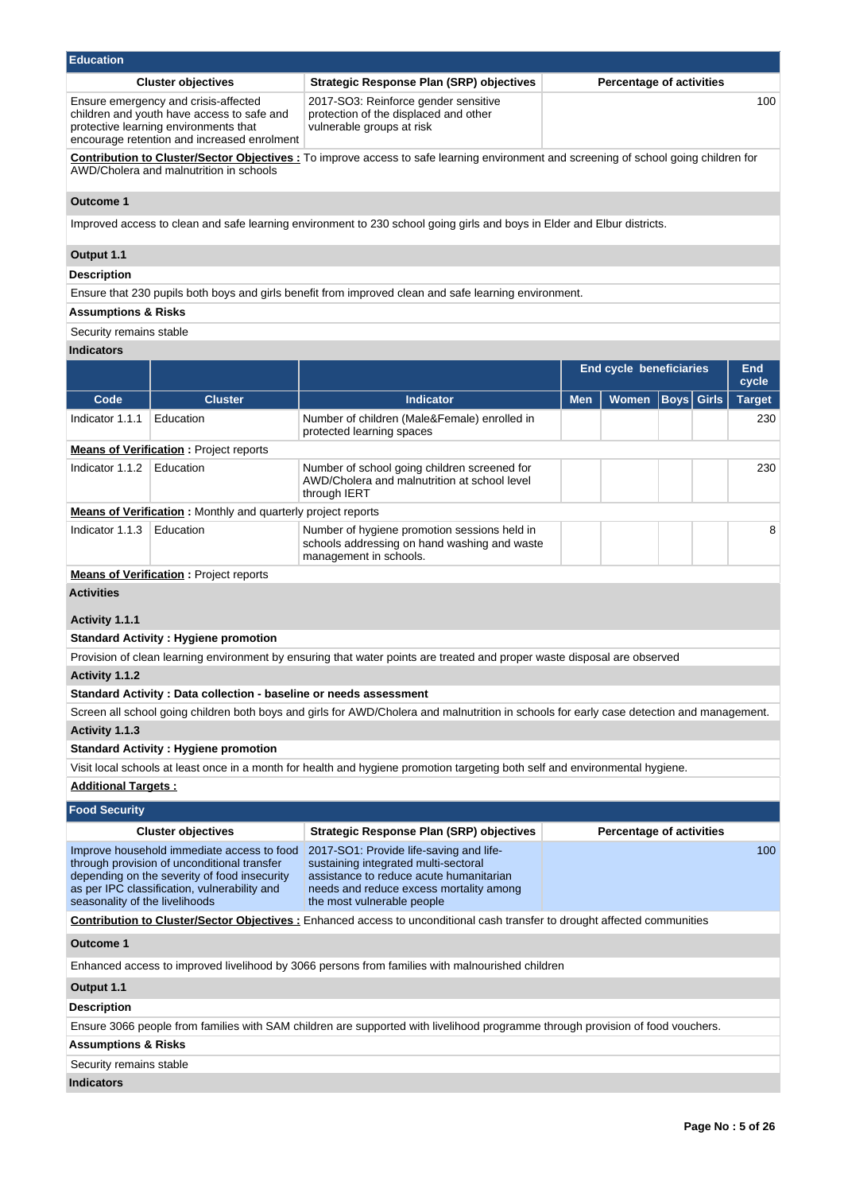## Education

| Cluster objectives | Strategic Response Plan (SRP) objectives | Percentage of activities |
|---|---|---|
| Ensure emergency and crisis-affected children and youth have access to safe and protective learning environments that encourage retention and increased enrolment | 2017-SO3: Reinforce gender sensitive protection of the displaced and other vulnerable groups at risk | 100 |

**Contribution to Cluster/Sector Objectives :** To improve access to safe learning environment and screening of school going children for AWD/Cholera and malnutrition in schools

### Outcome 1

Improved access to clean and safe learning environment to 230 school going girls and boys in Elder and Elbur districts.

### Output 1.1

**Description**

Ensure that 230 pupils both boys and girls benefit from improved clean and safe learning environment.

**Assumptions & Risks**

Security remains stable

**Indicators**

| | | | End cycle beneficiaries | | | | End cycle |
|---|---|---|---|---|---|---|---|
| Code | Cluster | Indicator | Men | Women | Boys | Girls | Target |
| Indicator 1.1.1 | Education | Number of children (Male&Female) enrolled in protected learning spaces | | | | | 230 |
| **Means of Verification** : Project reports | | | | | | | |
| Indicator 1.1.2 | Education | Number of school going children screened for AWD/Cholera and malnutrition at school level through IERT | | | | | 230 |
| **Means of Verification** : Monthly and quarterly project reports | | | | | | | |
| Indicator 1.1.3 | Education | Number of hygiene promotion sessions held in schools addressing on hand washing and waste management in schools. | | | | | 8 |
| **Means of Verification** : Project reports | | | | | | | |

**Activities**

**Activity 1.1.1**

**Standard Activity : Hygiene promotion**

Provision of clean learning environment by ensuring that water points are treated and proper waste disposal are observed

**Activity 1.1.2**

**Standard Activity : Data collection - baseline or needs assessment**

Screen all school going children both boys and girls for AWD/Cholera and malnutrition in schools for early case detection and management.

**Activity 1.1.3**

**Standard Activity : Hygiene promotion**

Visit local schools at least once in a month for health and hygiene promotion targeting both self and environmental hygiene.

**Additional Targets :**

## Food Security

| Cluster objectives | Strategic Response Plan (SRP) objectives | Percentage of activities |
|---|---|---|
| Improve household immediate access to food through provision of unconditional transfer depending on the severity of food insecurity as per IPC classification, vulnerability and seasonality of the livelihoods | 2017-SO1: Provide life-saving and life-sustaining integrated multi-sectoral assistance to reduce acute humanitarian needs and reduce excess mortality among the most vulnerable people | 100 |

**Contribution to Cluster/Sector Objectives :** Enhanced access to unconditional cash transfer to drought affected communities

### Outcome 1

Enhanced access to improved livelihood by 3066 persons from families with malnourished children

### Output 1.1

**Description**

Ensure 3066 people from families with SAM children are supported with livelihood programme through provision of food vouchers.

**Assumptions & Risks**

Security remains stable

**Indicators**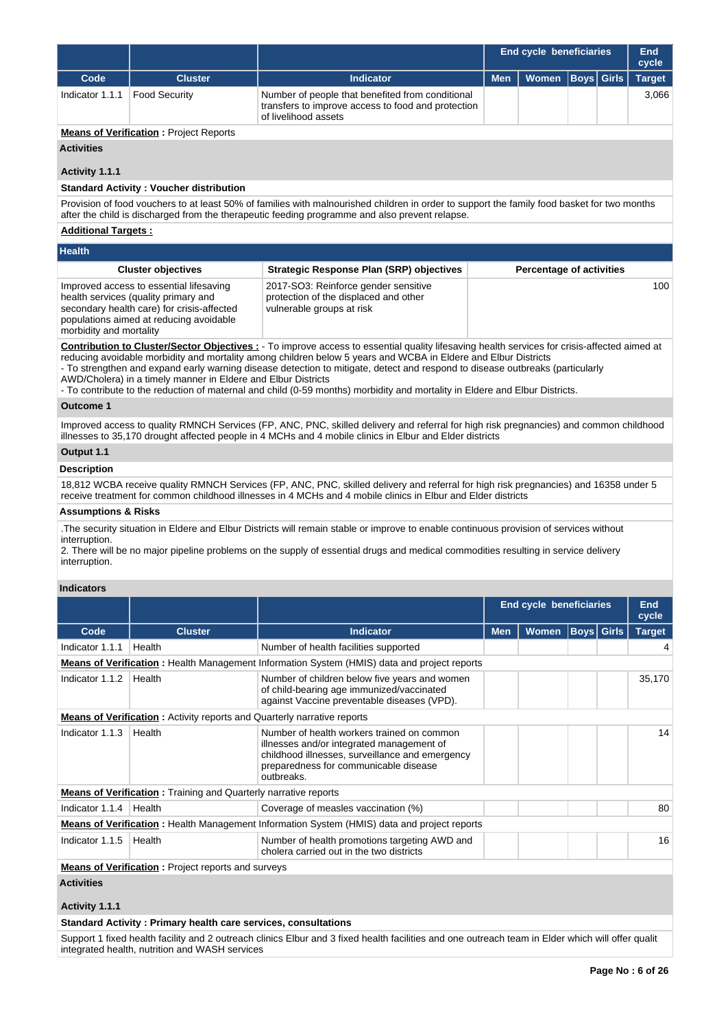| | | | End cycle beneficiaries | | | | End cycle |
|---|---|---|---|---|---|---|---|
| **Code** | **Cluster** | **Indicator** | **Men** | **Women** | **Boys** | **Girls** | **Target** |
| Indicator 1.1.1 | Food Security | Number of people that benefited from conditional transfers to improve access to food and protection of livelihood assets | | | | | 3,066 |

**Means of Verification** : Project Reports

**Activities**

**Activity 1.1.1**

**Standard Activity : Voucher distribution**

Provision of food vouchers to at least 50% of families with malnourished children in order to support the family food basket for two months after the child is discharged from the therapeutic feeding programme and also prevent relapse.

**Additional Targets :**

## Health

| Cluster objectives | Strategic Response Plan (SRP) objectives | Percentage of activities |
|---|---|---|
| Improved access to essential lifesaving health services (quality primary and secondary health care) for crisis-affected populations aimed at reducing avoidable morbidity and mortality | 2017-SO3: Reinforce gender sensitive protection of the displaced and other vulnerable groups at risk | 100 |

**Contribution to Cluster/Sector Objectives :** - To improve access to essential quality lifesaving health services for crisis-affected aimed at reducing avoidable morbidity and mortality among children below 5 years and WCBA in Eldere and Elbur Districts
- To strengthen and expand early warning disease detection to mitigate, detect and respond to disease outbreaks (particularly AWD/Cholera) in a timely manner in Eldere and Elbur Districts
- To contribute to the reduction of maternal and child (0-59 months) morbidity and mortality in Eldere and Elbur Districts.

**Outcome 1**

Improved access to quality RMNCH Services (FP, ANC, PNC, skilled delivery and referral for high risk pregnancies) and common childhood illesses to 35,170 drought affected people in 4 MCHs and 4 mobile clinics in Elbur and Elder districts

**Output 1.1**

**Description**

18,812 WCBA receive quality RMNCH Services (FP, ANC, PNC, skilled delivery and referral for high risk pregnancies) and 16358 under 5 receive treatment for common childhood illnesses in 4 MCHs and 4 mobile clinics in Elbur and Elder districts

**Assumptions & Risks**

.The security situation in Eldere and Elbur Districts will remain stable or improve to enable continuous provision of services without interruption.
2. There will be no major pipeline problems on the supply of essential drugs and medical commodities resulting in service delivery interruption.

**Indicators**

| | | | End cycle beneficiaries | | | | End cycle |
|---|---|---|---|---|---|---|---|
| **Code** | **Cluster** | **Indicator** | **Men** | **Women** | **Boys** | **Girls** | **Target** |
| Indicator 1.1.1 | Health | Number of health facilities supported | | | | | 4 |
| **Means of Verification** : Health Management Information System (HMIS) data and project reports | | | | | | | |
| Indicator 1.1.2 | Health | Number of children below five years and women of child-bearing age immunized/vaccinated against Vaccine preventable diseases (VPD). | | | | | 35,170 |
| **Means of Verification** : Activity reports and Quarterly narrative reports | | | | | | | |
| Indicator 1.1.3 | Health | Number of health workers trained on common illnesses and/or integrated management of childhood illnesses, surveillance and emergency preparedness for communicable disease outbreaks. | | | | | 14 |
| **Means of Verification** : Training and Quarterly narrative reports | | | | | | | |
| Indicator 1.1.4 | Health | Coverage of measles vaccination (%) | | | | | 80 |
| **Means of Verification** : Health Management Information System (HMIS) data and project reports | | | | | | | |
| Indicator 1.1.5 | Health | Number of health promotions targeting AWD and cholera carried out in the two districts | | | | | 16 |
| **Means of Verification** : Project reports and surveys | | | | | | | |

**Activities**

**Activity 1.1.1**

**Standard Activity : Primary health care services, consultations**

Support 1 fixed health facility and 2 outreach clinics Elbur and 3 fixed health facilities and one outreach team in Elder which will offer qualit integrated health, nutrition and WASH services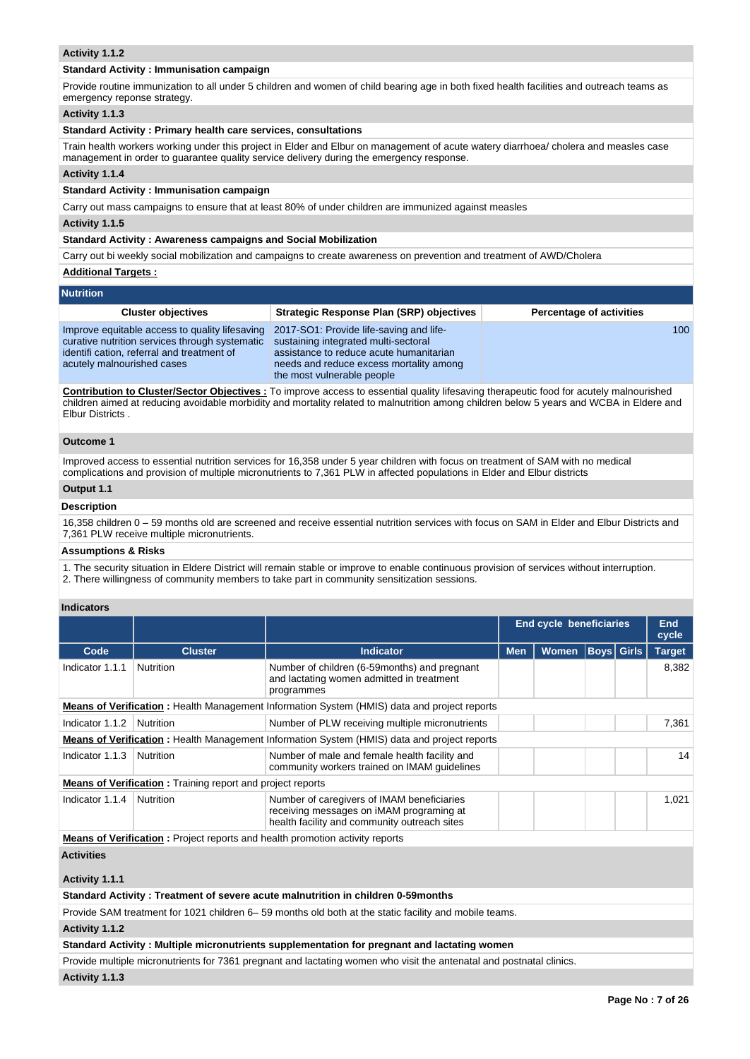**Activity 1.1.2**

**Standard Activity : Immunisation campaign**

Provide routine immunization to all under 5 children and women of child bearing age in both fixed health facilities and outreach teams as emergency reponse strategy.

**Activity 1.1.3**

**Standard Activity : Primary health care services, consultations**

Train health workers working under this project in Elder and Elbur on management of acute watery diarrhoea/ cholera and measles case management in order to guarantee quality service delivery during the emergency response.

**Activity 1.1.4**

**Standard Activity : Immunisation campaign**

Carry out mass campaigns to ensure that at least 80% of under children are immunized against measles

**Activity 1.1.5**

**Standard Activity : Awareness campaigns and Social Mobilization**

Carry out bi weekly social mobilization and campaigns to create awareness on prevention and treatment of AWD/Cholera

**Additional Targets :**

## Nutrition

| Cluster objectives | Strategic Response Plan (SRP) objectives | Percentage of activities |
|---|---|---|
| Improve equitable access to quality lifesaving curative nutrition services through systematic identifi cation, referral and treatment of acutely malnourished cases | 2017-SO1: Provide life-saving and life-sustaining integrated multi-sectoral assistance to reduce acute humanitarian needs and reduce excess mortality among the most vulnerable people | 100 |

**Contribution to Cluster/Sector Objectives :** To improve access to essential quality lifesaving therapeutic food for acutely malnourished children aimed at reducing avoidable morbidity and mortality related to malnutrition among children below 5 years and WCBA in Eldere and Elbur Districts .

**Outcome 1**

Improved access to essential nutrition services for 16,358 under 5 year children with focus on treatment of SAM with no medical complications and provision of multiple micronutrients to 7,361 PLW in affected populations in Elder and Elbur districts

**Output 1.1**

**Description**

16,358 children 0 – 59 months old are screened and receive essential nutrition services with focus on SAM in Elder and Elbur Districts and 7,361 PLW receive multiple micronutrients.

**Assumptions & Risks**

1. The security situation in Eldere District will remain stable or improve to enable continuous provision of services without interruption.
2. There willingness of community members to take part in community sensitization sessions.

**Indicators**

| | | | End cycle beneficiaries | | | | End cycle |
|---|---|---|---|---|---|---|---|
| **Code** | **Cluster** | **Indicator** | **Men** | **Women** | **Boys** | **Girls** | **Target** |
| Indicator 1.1.1 | Nutrition | Number of children (6-59months) and pregnant and lactating women admitted in treatment programmes | | | | | 8,382 |
| **Means of Verification :** Health Management Information System (HMIS) data and project reports | | | | | | | |
| Indicator 1.1.2 | Nutrition | Number of PLW receiving multiple micronutrients | | | | | 7,361 |
| **Means of Verification :** Health Management Information System (HMIS) data and project reports | | | | | | | |
| Indicator 1.1.3 | Nutrition | Number of male and female health facility and community workers trained on IMAM guidelines | | | | | 14 |
| **Means of Verification :** Training report and project reports | | | | | | | |
| Indicator 1.1.4 | Nutrition | Number of caregivers of IMAM beneficiaries receiving messages on iMAM programing at health facility and community outreach sites | | | | | 1,021 |
| **Means of Verification :** Project reports and health promotion activity reports | | | | | | | |

**Activities**

**Activity 1.1.1**

**Standard Activity : Treatment of severe acute malnutrition in children 0-59months**

Provide SAM treatment for 1021 children 6– 59 months old both at the static facility and mobile teams.

**Activity 1.1.2**

**Standard Activity : Multiple micronutrients supplementation for pregnant and lactating women**

Provide multiple micronutrients for 7361 pregnant and lactating women who visit the antenatal and postnatal clinics.

**Activity 1.1.3**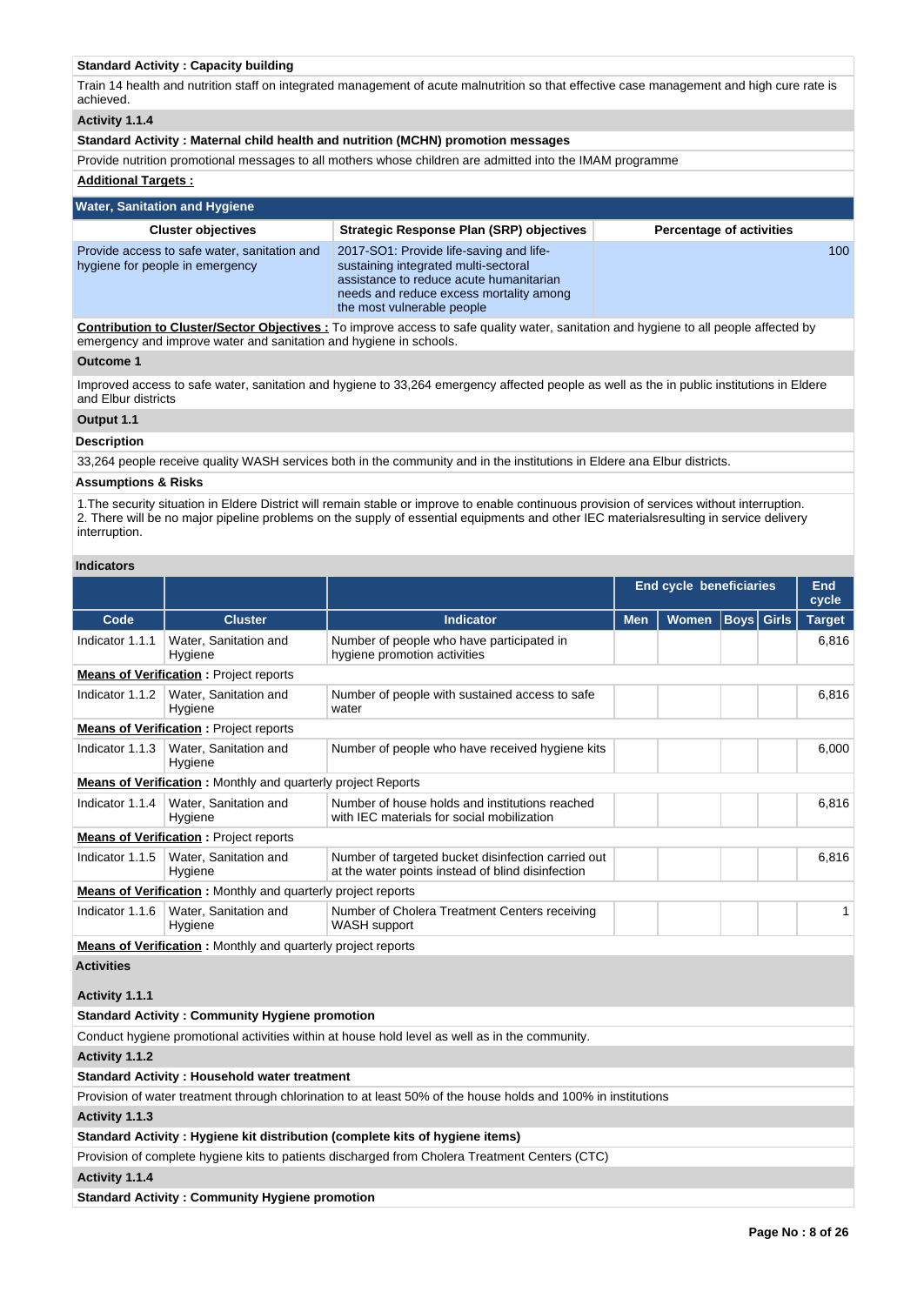**Standard Activity : Capacity building**

Train 14 health and nutrition staff on integrated management of acute malnutrition so that effective case management and high cure rate is achieved.

**Activity 1.1.4**

**Standard Activity : Maternal child health and nutrition (MCHN) promotion messages**

Provide nutrition promotional messages to all mothers whose children are admitted into the IMAM programme

**Additional Targets :**

## Water, Sanitation and Hygiene

| Cluster objectives | Strategic Response Plan (SRP) objectives | Percentage of activities |
|---|---|---|
| Provide access to safe water, sanitation and hygiene for people in emergency | 2017-SO1: Provide life-saving and life-sustaining integrated multi-sectoral assistance to reduce acute humanitarian needs and reduce excess mortality among the most vulnerable people | 100 |

**Contribution to Cluster/Sector Objectives :** To improve access to safe quality water, sanitation and hygiene to all people affected by emergency and improve water and sanitation and hygiene in schools.

**Outcome 1**

Improved access to safe water, sanitation and hygiene to 33,264 emergency affected people as well as the in public institutions in Eldere and Elbur districts

**Output 1.1**

**Description**

33,264 people receive quality WASH services both in the community and in the institutions in Eldere ana Elbur districts.

**Assumptions & Risks**

1.The security situation in Eldere District will remain stable or improve to enable continuous provision of services without interruption.
2. There will be no major pipeline problems on the supply of essential equipments and other IEC materialsresulting in service delivery interruption.

**Indicators**

| | | | End cycle beneficiaries | | | | End cycle |
|---|---|---|---|---|---|---|---|
| **Code** | **Cluster** | **Indicator** | **Men** | **Women** | **Boys** | **Girls** | **Target** |
| Indicator 1.1.1 | Water, Sanitation and Hygiene | Number of people who have participated in hygiene promotion activities | | | | | 6,816 |
| **Means of Verification :** Project reports | | | | | | | |
| Indicator 1.1.2 | Water, Sanitation and Hygiene | Number of people with sustained access to safe water | | | | | 6,816 |
| **Means of Verification :** Project reports | | | | | | | |
| Indicator 1.1.3 | Water, Sanitation and Hygiene | Number of people who have received hygiene kits | | | | | 6,000 |
| **Means of Verification :** Monthly and quarterly project Reports | | | | | | | |
| Indicator 1.1.4 | Water, Sanitation and Hygiene | Number of house holds and institutions reached with IEC materials for social mobilization | | | | | 6,816 |
| **Means of Verification :** Project reports | | | | | | | |
| Indicator 1.1.5 | Water, Sanitation and Hygiene | Number of targeted bucket disinfection carried out at the water points instead of blind disinfection | | | | | 6,816 |
| **Means of Verification :** Monthly and quarterly project reports | | | | | | | |
| Indicator 1.1.6 | Water, Sanitation and Hygiene | Number of Cholera Treatment Centers receiving WASH support | | | | | 1 |
| **Means of Verification :** Monthly and quarterly project reports | | | | | | | |

**Activities**

**Activity 1.1.1**

**Standard Activity : Community Hygiene promotion**

Conduct hygiene promotional activities within at house hold level as well as in the community.

**Activity 1.1.2**

**Standard Activity : Household water treatment**

Provision of water treatment through chlorination to at least 50% of the house holds and 100% in institutions

**Activity 1.1.3**

**Standard Activity : Hygiene kit distribution (complete kits of hygiene items)**

Provision of complete hygiene kits to patients discharged from Cholera Treatment Centers (CTC)

**Activity 1.1.4**

**Standard Activity : Community Hygiene promotion**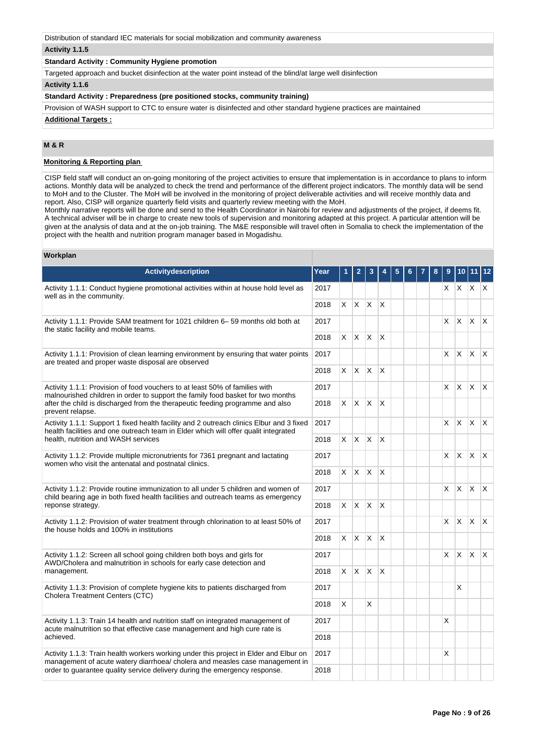Distribution of standard IEC materials for social mobilization and community awareness

**Activity 1.1.5**

**Standard Activity : Community Hygiene promotion**

Targeted approach and bucket disinfection at the water point instead of the blind/at large well disinfection

**Activity 1.1.6**

**Standard Activity : Preparedness (pre positioned stocks, community training)**

Provision of WASH support to CTC to ensure water is disinfected and other standard hygiene practices are maintained

**Additional Targets :**

## M & R

**Monitoring & Reporting plan**

CISP field staff will conduct an on-going monitoring of the project activities to ensure that implementation is in accordance to plans to inform actions. Monthly data will be analyzed to check the trend and performance of the different project indicators. The monthly data will be send to MoH and to the Cluster. The MoH will be involved in the monitoring of project deliverable activities and will receive monthly data and report. Also, CISP will organize quarterly field visits and quarterly review meeting with the MoH.
Monthly narrative reports will be done and send to the Health Coordinator in Nairobi for review and adjustments of the project, if deems fit. A technical adviser will be in charge to create new tools of supervision and monitoring adapted at this project. A particular attention will be given at the analysis of data and at the on-job training. The M&E responsible will travel often in Somalia to check the implementation of the project with the health and nutrition program manager based in Mogadishu.

**Workplan**

| Activitydescription | Year | 1 | 2 | 3 | 4 | 5 | 6 | 7 | 8 | 9 | 10 | 11 | 12 |
|---|---|---|---|---|---|---|---|---|---|---|---|---|---|
| Activity 1.1.1: Conduct hygiene promotional activities within at house hold level as well as in the community. | 2017 | | | | | | | | | X | X | X | X |
| | 2018 | X | X | X | X | | | | | | | | |
| Activity 1.1.1: Provide SAM treatment for 1021 children 6– 59 months old both at the static facility and mobile teams. | 2017 | | | | | | | | | X | X | X | X |
| | 2018 | X | X | X | X | | | | | | | | |
| Activity 1.1.1: Provision of clean learning environment by ensuring that water points are treated and proper waste disposal are observed | 2017 | | | | | | | | | X | X | X | X |
| | 2018 | X | X | X | X | | | | | | | | |
| Activity 1.1.1: Provision of food vouchers to at least 50% of families with malnourished children in order to support the family food basket for two months after the child is discharged from the therapeutic feeding programme and also prevent relapse. | 2017 | | | | | | | | | X | X | X | X |
| | 2018 | X | X | X | X | | | | | | | | |
| Activity 1.1.1: Support 1 fixed health facility and 2 outreach clinics Elbur and 3 fixed health facilities and one outreach team in Elder which will offer qualit integrated health, nutrition and WASH services | 2017 | | | | | | | | | X | X | X | X |
| | 2018 | X | X | X | X | | | | | | | | |
| Activity 1.1.2: Provide multiple micronutrients for 7361 pregnant and lactating women who visit the antenatal and postnatal clinics. | 2017 | | | | | | | | | X | X | X | X |
| | 2018 | X | X | X | X | | | | | | | | |
| Activity 1.1.2: Provide routine immunization to all under 5 children and women of child bearing age in both fixed health facilities and outreach teams as emergency reponse strategy. | 2017 | | | | | | | | | X | X | X | X |
| | 2018 | X | X | X | X | | | | | | | | |
| Activity 1.1.2: Provision of water treatment through chlorination to at least 50% of the house holds and 100% in institutions | 2017 | | | | | | | | | X | X | X | X |
| | 2018 | X | X | X | X | | | | | | | | |
| Activity 1.1.2: Screen all school going children both boys and girls for AWD/Cholera and malnutrition in schools for early case detection and management. | 2017 | | | | | | | | | X | X | X | X |
| | 2018 | X | X | X | X | | | | | | | | |
| Activity 1.1.3: Provision of complete hygiene kits to patients discharged from Cholera Treatment Centers (CTC) | 2017 | | | | | | | | | | X | | |
| | 2018 | X | | X | | | | | | | | | |
| Activity 1.1.3: Train 14 health and nutrition staff on integrated management of acute malnutrition so that effective case management and high cure rate is achieved. | 2017 | | | | | | | | | X | | | |
| | 2018 | | | | | | | | | | | | |
| Activity 1.1.3: Train health workers working under this project in Elder and Elbur on management of acute watery diarrhoea/ cholera and measles case management in order to guarantee quality service delivery during the emergency response. | 2017 | | | | | | | | | X | | | |
| | 2018 | | | | | | | | | | | | |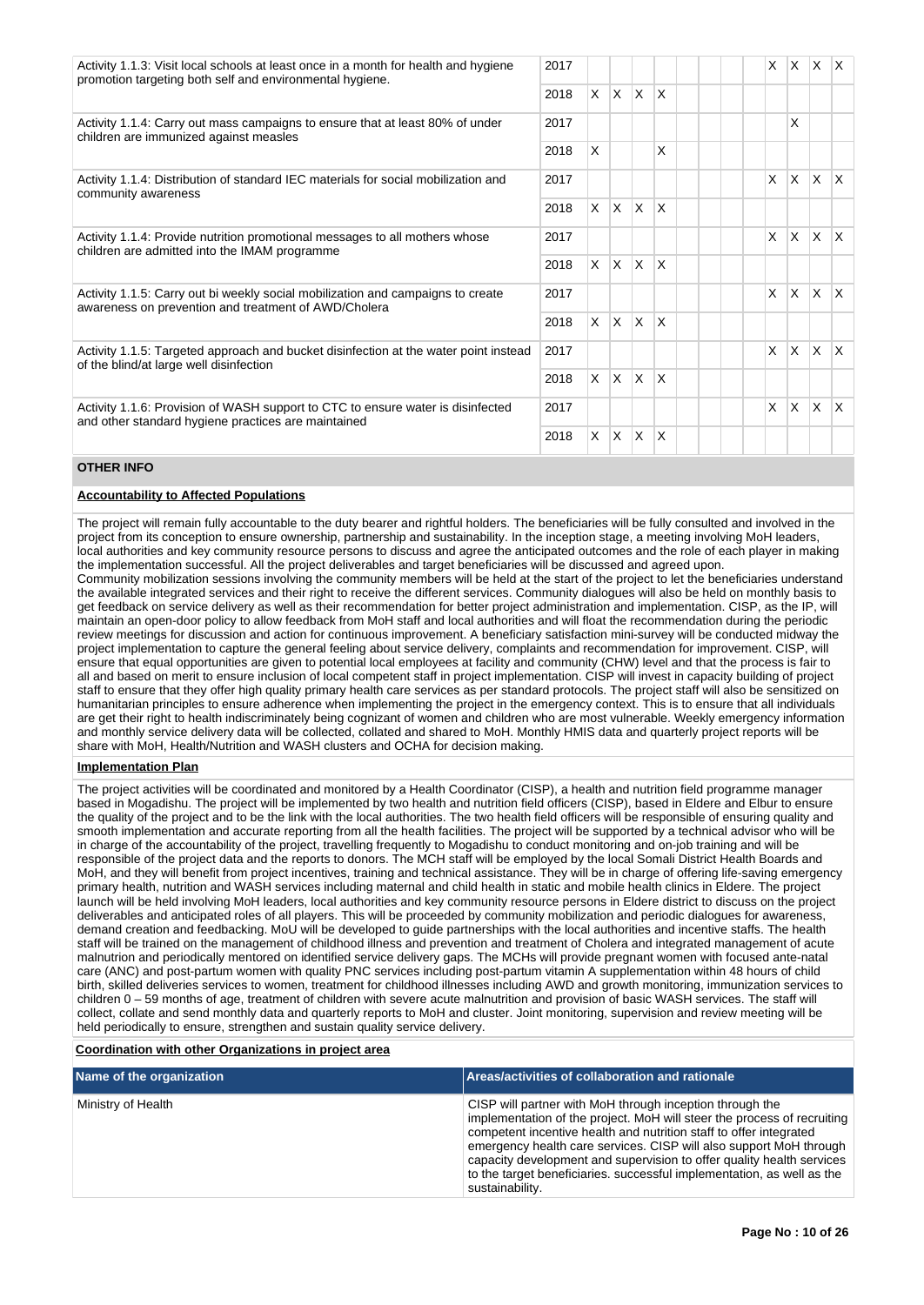| Activity | Year | 1 | 2 | 3 | 4 | 5 | 6 | 7 | 8 | 9 | 10 | 11 | 12 |
|---|---|---|---|---|---|---|---|---|---|---|---|---|---|
| Activity 1.1.3: Visit local schools at least once in a month for health and hygiene promotion targeting both self and environmental hygiene. | 2017 | | | | | | | | | X | X | X | X |
| | 2018 | X | X | X | X | | | | | | | | |
| Activity 1.1.4: Carry out mass campaigns to ensure that at least 80% of under children are immunized against measles | 2017 | | | | | | | | | | X | | |
| | 2018 | X | | | X | | | | | | | | |
| Activity 1.1.4: Distribution of standard IEC materials for social mobilization and community awareness | 2017 | | | | | | | | | X | X | X | X |
| | 2018 | X | X | X | X | | | | | | | | |
| Activity 1.1.4: Provide nutrition promotional messages to all mothers whose children are admitted into the IMAM programme | 2017 | | | | | | | | | X | X | X | X |
| | 2018 | X | X | X | X | | | | | | | | |
| Activity 1.1.5: Carry out bi weekly social mobilization and campaigns to create awareness on prevention and treatment of AWD/Cholera | 2017 | | | | | | | | | X | X | X | X |
| | 2018 | X | X | X | X | | | | | | | | |
| Activity 1.1.5: Targeted approach and bucket disinfection at the water point instead of the blind/at large well disinfection | 2017 | | | | | | | | | X | X | X | X |
| | 2018 | X | X | X | X | | | | | | | | |
| Activity 1.1.6: Provision of WASH support to CTC to ensure water is disinfected and other standard hygiene practices are maintained | 2017 | | | | | | | | | X | X | X | X |
| | 2018 | X | X | X | X | | | | | | | | |

## OTHER INFO

**Accountability to Affected Populations**

The project will remain fully accountable to the duty bearer and rightful holders. The beneficiaries will be fully consulted and involved in the project from its conception to ensure ownership, partnership and sustainability. In the inception stage, a meeting involving MoH leaders, local authorities and key community resource persons to discuss and agree the anticipated outcomes and the role of each player in making the implementation successful. All the project deliverables and target beneficiaries will be discussed and agreed upon.
Community mobilization sessions involving the community members will be held at the start of the project to let the beneficiaries understand the available integrated services and their right to receive the different services. Community dialogues will also be held on monthly basis to get feedback on service delivery as well as their recommendation for better project administration and implementation. CISP, as the IP, will maintain an open-door policy to allow feedback from MoH staff and local authorities and will float the recommendation during the periodic review meetings for discussion and action for continuous improvement. A beneficiary satisfaction mini-survey will be conducted midway the project implementation to capture the general feeling about service delivery, complaints and recommendation for improvement. CISP, will ensure that equal opportunities are given to potential local employees at facility and community (CHW) level and that the process is fair to all and based on merit to ensure inclusion of local competent staff in project implementation. CISP will invest in capacity building of project staff to ensure that they offer high quality primary health care services as per standard protocols. The project staff will also be sensitized on humanitarian principles to ensure adherence when implementing the project in the emergency context. This is to ensure that all individuals are get their right to health indiscriminately being cognizant of women and children who are most vulnerable. Weekly emergency information and monthly service delivery data will be collected, collated and shared to MoH. Monthly HMIS data and quarterly project reports will be share with MoH, Health/Nutrition and WASH clusters and OCHA for decision making.

**Implementation Plan**

The project activities will be coordinated and monitored by a Health Coordinator (CISP), a health and nutrition field programme manager based in Mogadishu. The project will be implemented by two health and nutrition field officers (CISP), based in Eldere and Elbur to ensure the quality of the project and to be the link with the local authorities. The two health field officers will be responsible of ensuring quality and smooth implementation and accurate reporting from all the health facilities. The project will be supported by a technical advisor who will be in charge of the accountability of the project, travelling frequently to Mogadishu to conduct monitoring and on-job training and will be responsible of the project data and the reports to donors. The MCH staff will be employed by the local Somali District Health Boards and MoH, and they will benefit from project incentives, training and technical assistance. They will be in charge of offering life-saving emergency primary health, nutrition and WASH services including maternal and child health in static and mobile health clinics in Eldere. The project launch will be held involving MoH leaders, local authorities and key community resource persons in Eldere district to discuss on the project deliverables and anticipated roles of all players. This will be proceeded by community mobilization and periodic dialogues for awareness, demand creation and feedbacking. MoU will be developed to guide partnerships with the local authorities and incentive staffs. The health staff will be trained on the management of childhood illness and prevention and treatment of Cholera and integrated management of acute malnutrition and periodically mentored on identified service delivery gaps. The MCHs will provide pregnant women with focused ante-natal care (ANC) and post-partum women with quality PNC services including post-partum vitamin A supplementation within 48 hours of child birth, skilled deliveries services to women, treatment for childhood illnesses including AWD and growth monitoring, immunization services to children 0 – 59 months of age, treatment of children with severe acute malnutrition and provision of basic WASH services. The staff will collect, collate and send monthly data and quarterly reports to MoH and cluster. Joint monitoring, supervision and review meeting will be held periodically to ensure, strengthen and sustain quality service delivery.

**Coordination with other Organizations in project area**

| Name of the organization | Areas/activities of collaboration and rationale |
|---|---|
| Ministry of Health | CISP will partner with MoH through inception through the implementation of the project. MoH will steer the process of recruiting competent incentive health and nutrition staff to offer integrated emergency health care services. CISP will also support MoH through capacity development and supervision to offer quality health services to the target beneficiaries. successful implementation, as well as the sustainability. |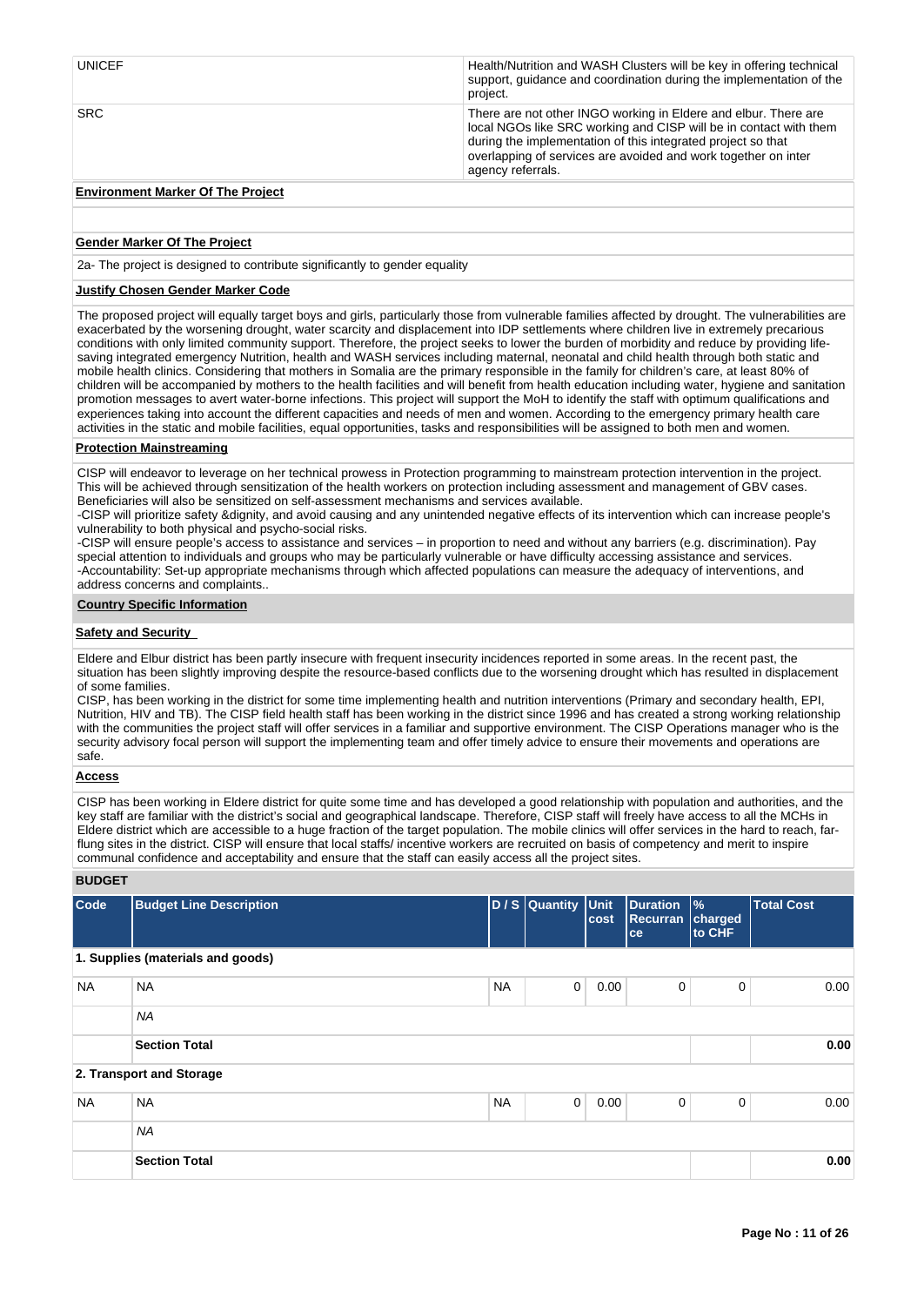| | |
|---|---|
| UNICEF | Health/Nutrition and WASH Clusters will be key in offering technical support, guidance and coordination during the implementation of the project. |
| SRC | There are not other INGO working in Eldere and elbur. There are local NGOs like SRC working and CISP will be in contact with them during the implementation of this integrated project so that overlapping of services are avoided and work together on inter agency referrals. |

**Environment Marker Of The Project**

**Gender Marker Of The Project**

2a- The project is designed to contribute significantly to gender equality

**Justify Chosen Gender Marker Code**

The proposed project will equally target boys and girls, particularly those from vulnerable families affected by drought. The vulnerabilities are exacerbated by the worsening drought, water scarcity and displacement into IDP settlements where children live in extremely precarious conditions with only limited community support. Therefore, the project seeks to lower the burden of morbidity and reduce by providing life-saving integrated emergency Nutrition, health and WASH services including maternal, neonatal and child health through both static and mobile health clinics. Considering that mothers in Somalia are the primary responsible in the family for children's care, at least 80% of children will be accompanied by mothers to the health facilities and will benefit from health education including water, hygiene and sanitation promotion messages to avert water-borne infections. This project will support the MoH to identify the staff with optimum qualifications and experiences taking into account the different capacities and needs of men and women. According to the emergency primary health care activities in the static and mobile facilities, equal opportunities, tasks and responsibilities will be assigned to both men and women.

**Protection Mainstreaming**

CISP will endeavor to leverage on her technical prowess in Protection programming to mainstream protection intervention in the project. This will be achieved through sensitization of the health workers on protection including assessment and management of GBV cases. Beneficiaries will also be sensitized on self-assessment mechanisms and services available.
-CISP will prioritize safety &dignity, and avoid causing and any unintended negative effects of its intervention which can increase people's vulnerability to both physical and psycho-social risks.
-CISP will ensure people's access to assistance and services – in proportion to need and without any barriers (e.g. discrimination). Pay special attention to individuals and groups who may be particularly vulnerable or have difficulty accessing assistance and services.
-Accountability: Set-up appropriate mechanisms through which affected populations can measure the adequacy of interventions, and address concerns and complaints..

**Country Specific Information**

**Safety and Security**

Eldere and Elbur district has been partly insecure with frequent insecurity incidences reported in some areas. In the recent past, the situation has been slightly improving despite the resource-based conflicts due to the worsening drought which has resulted in displacement of some families.
CISP, has been working in the district for some time implementing health and nutrition interventions (Primary and secondary health, EPI, Nutrition, HIV and TB). The CISP field health staff has been working in the district since 1996 and has created a strong working relationship with the communities the project staff will offer services in a familiar and supportive environment. The CISP Operations manager who is the security advisory focal person will support the implementing team and offer timely advice to ensure their movements and operations are safe.

**Access**

CISP has been working in Eldere district for quite some time and has developed a good relationship with population and authorities, and the key staff are familiar with the district's social and geographical landscape. Therefore, CISP staff will freely have access to all the MCHs in Eldere district which are accessible to a huge fraction of the target population. The mobile clinics will offer services in the hard to reach, far-flung sites in the district. CISP will ensure that local staffs/ incentive workers are recruited on basis of competency and merit to inspire communal confidence and acceptability and ensure that the staff can easily access all the project sites.

**BUDGET**

| Code | Budget Line Description | D / S | Quantity | Unit cost | Duration Recurrance | % charged to CHF | Total Cost |
|---|---|---|---|---|---|---|---|
| **1. Supplies (materials and goods)** | | | | | | | |
| NA | NA | NA | 0 | 0.00 | 0 | 0 | 0.00 |
| | *NA* | | | | | | |
| | **Section Total** | | | | | | **0.00** |
| **2. Transport and Storage** | | | | | | | |
| NA | NA | NA | 0 | 0.00 | 0 | 0 | 0.00 |
| | *NA* | | | | | | |
| | **Section Total** | | | | | | **0.00** |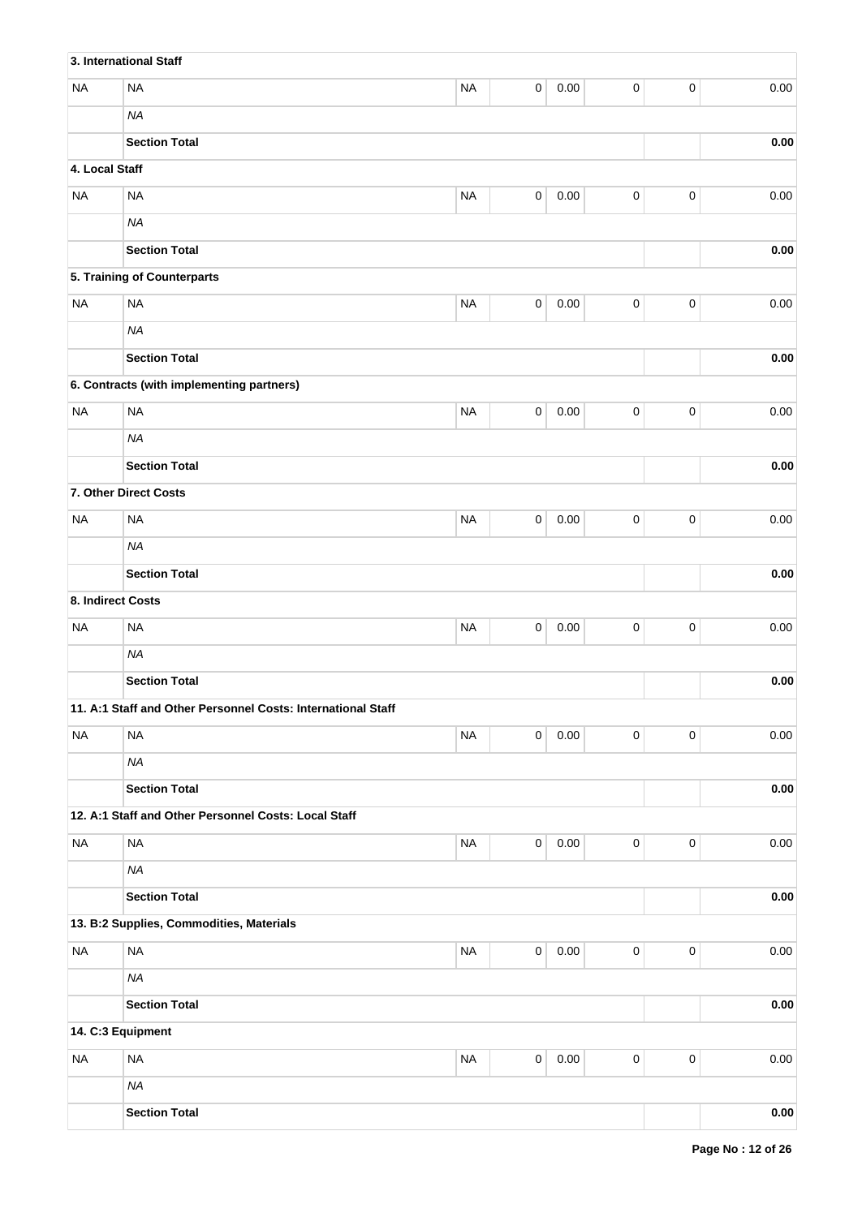| | | | | | | | |
|---|---|---|---|---|---|---|---|
| **3. International Staff** | | | | | | | |
| NA | NA | NA | 0 | 0.00 | 0 | 0 | 0.00 |
| | *NA* | | | | | | |
| | **Section Total** | | | | | | **0.00** |
| **4. Local Staff** | | | | | | | |
| NA | NA | NA | 0 | 0.00 | 0 | 0 | 0.00 |
| | *NA* | | | | | | |
| | **Section Total** | | | | | | **0.00** |
| **5. Training of Counterparts** | | | | | | | |
| NA | NA | NA | 0 | 0.00 | 0 | 0 | 0.00 |
| | *NA* | | | | | | |
| | **Section Total** | | | | | | **0.00** |
| **6. Contracts (with implementing partners)** | | | | | | | |
| NA | NA | NA | 0 | 0.00 | 0 | 0 | 0.00 |
| | *NA* | | | | | | |
| | **Section Total** | | | | | | **0.00** |
| **7. Other Direct Costs** | | | | | | | |
| NA | NA | NA | 0 | 0.00 | 0 | 0 | 0.00 |
| | *NA* | | | | | | |
| | **Section Total** | | | | | | **0.00** |
| **8. Indirect Costs** | | | | | | | |
| NA | NA | NA | 0 | 0.00 | 0 | 0 | 0.00 |
| | *NA* | | | | | | |
| | **Section Total** | | | | | | **0.00** |
| **11. A:1 Staff and Other Personnel Costs: International Staff** | | | | | | | |
| NA | NA | NA | 0 | 0.00 | 0 | 0 | 0.00 |
| | *NA* | | | | | | |
| | **Section Total** | | | | | | **0.00** |
| **12. A:1 Staff and Other Personnel Costs: Local Staff** | | | | | | | |
| NA | NA | NA | 0 | 0.00 | 0 | 0 | 0.00 |
| | *NA* | | | | | | |
| | **Section Total** | | | | | | **0.00** |
| **13. B:2 Supplies, Commodities, Materials** | | | | | | | |
| NA | NA | NA | 0 | 0.00 | 0 | 0 | 0.00 |
| | *NA* | | | | | | |
| | **Section Total** | | | | | | **0.00** |
| **14. C:3 Equipment** | | | | | | | |
| NA | NA | NA | 0 | 0.00 | 0 | 0 | 0.00 |
| | *NA* | | | | | | |
| | **Section Total** | | | | | | **0.00** |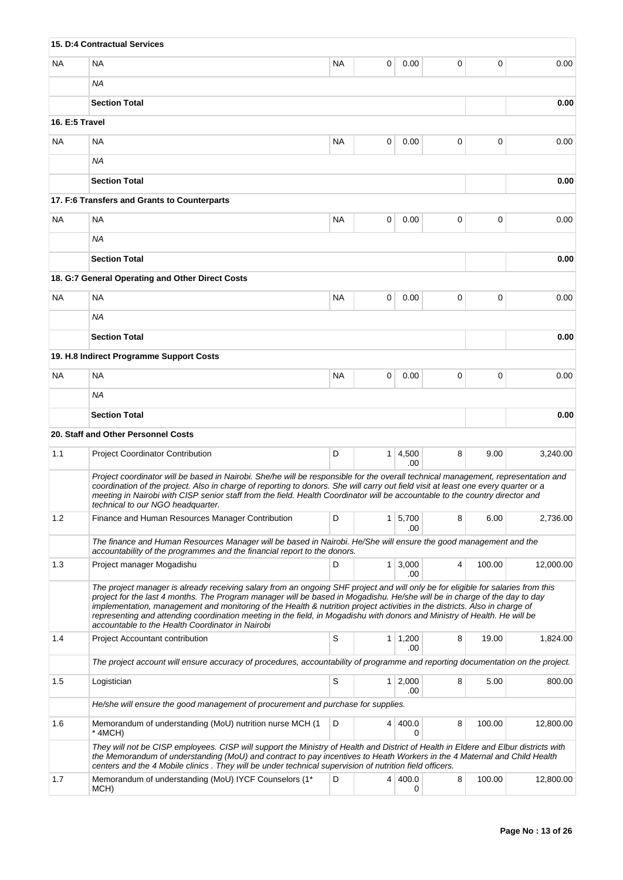| | 15. D:4 Contractual Services | | | | | | |
|---|---|---|---|---|---|---|---|
| NA | NA | NA | 0 | 0.00 | 0 | 0 | 0.00 |
| | *NA* | | | | | | |
| | **Section Total** | | | | | | **0.00** |
| | **16. E:5 Travel** | | | | | | |
| NA | NA | NA | 0 | 0.00 | 0 | 0 | 0.00 |
| | *NA* | | | | | | |
| | **Section Total** | | | | | | **0.00** |
| | **17. F:6 Transfers and Grants to Counterparts** | | | | | | |
| NA | NA | NA | 0 | 0.00 | 0 | 0 | 0.00 |
| | *NA* | | | | | | |
| | **Section Total** | | | | | | **0.00** |
| | **18. G:7 General Operating and Other Direct Costs** | | | | | | |
| NA | NA | NA | 0 | 0.00 | 0 | 0 | 0.00 |
| | *NA* | | | | | | |
| | **Section Total** | | | | | | **0.00** |
| | **19. H.8 Indirect Programme Support Costs** | | | | | | |
| NA | NA | NA | 0 | 0.00 | 0 | 0 | 0.00 |
| | *NA* | | | | | | |
| | **Section Total** | | | | | | **0.00** |
| | **20. Staff and Other Personnel Costs** | | | | | | |
| 1.1 | Project Coordinator Contribution | D | 1 | 4,500.00 | 8 | 9.00 | 3,240.00 |
| | *Project coordinator will be based in Nairobi. She/he will be responsible for the overall technical management, representation and coordination of the project. Also in charge of reporting to donors. She will carry out field visit at least one every quarter or a meeting in Nairobi with CISP senior staff from the field. Health Coordinator will be accountable to the country director and technical to our NGO headquarter.* | | | | | | |
| 1.2 | Finance and Human Resources Manager Contribution | D | 1 | 5,700.00 | 8 | 6.00 | 2,736.00 |
| | *The finance and Human Resources Manager will be based in Nairobi. He/She will ensure the good management and the accountability of the programmes and the financial report to the donors.* | | | | | | |
| 1.3 | Project manager Mogadishu | D | 1 | 3,000.00 | 4 | 100.00 | 12,000.00 |
| | *The project manager is already receiving salary from an ongoing SHF project and will only be for eligible for salaries from this project for the last 4 months. The Program manager will be based in Mogadishu. He/she will be in charge of the day to day implementation, management and monitoring of the Health & nutrition project activities in the districts. Also in charge of representing and attending coordination meeting in the field, in Mogadishu with donors and Ministry of Health. He will be accountable to the Health Coordinator in Nairobi* | | | | | | |
| 1.4 | Project Accountant contribution | S | 1 | 1,200.00 | 8 | 19.00 | 1,824.00 |
| | *The project account will ensure accuracy of procedures, accountability of programme and reporting documentation on the project.* | | | | | | |
| 1.5 | Logistician | S | 1 | 2,000.00 | 8 | 5.00 | 800.00 |
| | *He/she will ensure the good management of procurement and purchase for supplies.* | | | | | | |
| 1.6 | Memorandum of understanding (MoU) nutrition nurse MCH (1 * 4MCH) | D | 4 | 400.00 | 8 | 100.00 | 12,800.00 |
| | *They will not be CISP employees. CISP will support the Ministry of Health and District of Health in Eldere and Elbur districts with the Memorandum of understanding (MoU) and contract to pay incentives to Heath Workers in the 4 Maternal and Child Health centers and the 4 Mobile clinics . They will be under technical supervision of nutrition field officers.* | | | | | | |
| 1.7 | Memorandum of understanding (MoU) IYCF Counselors (1* MCH) | D | 4 | 400.00 | 8 | 100.00 | 12,800.00 |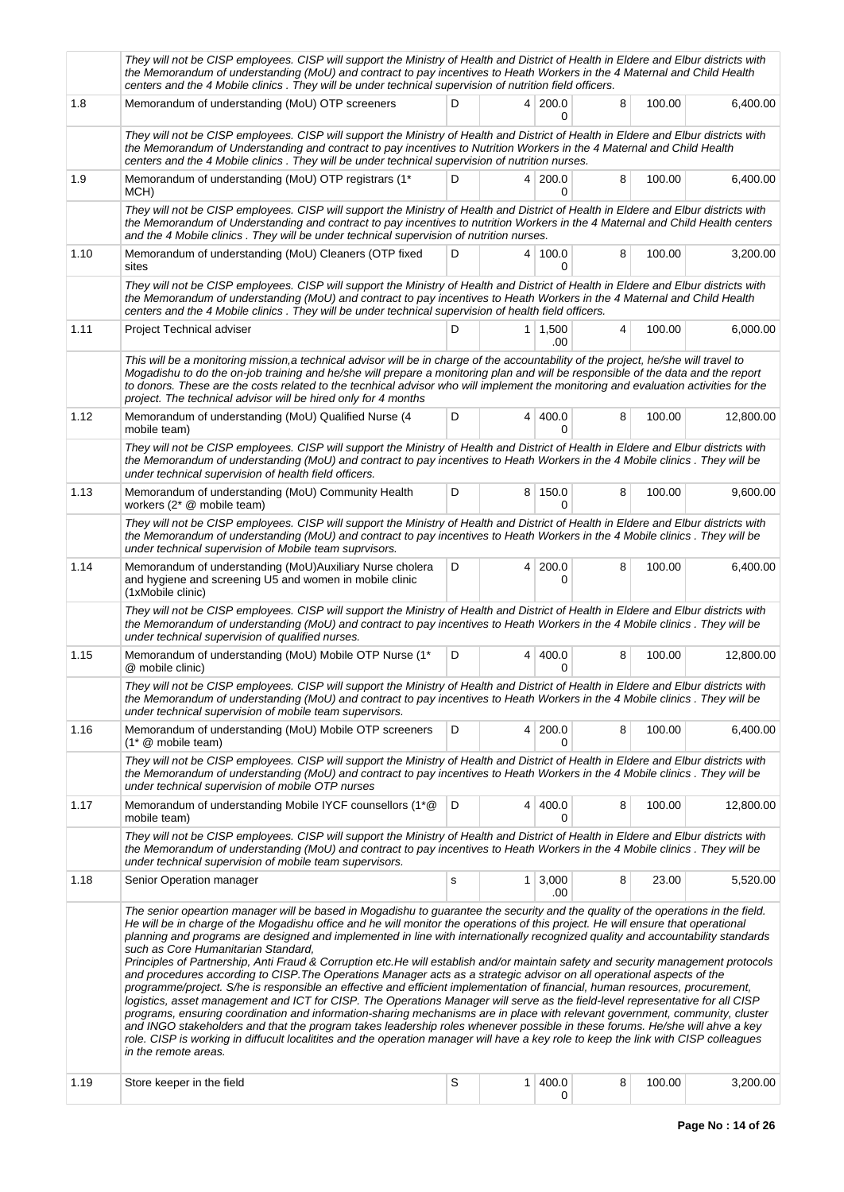| | They will not be CISP employees. CISP will support the Ministry of Health and District of Health in Eldere and Elbur districts with the Memorandum of understanding (MoU) and contract to pay incentives to Heath Workers in the 4 Maternal and Child Health centers and the 4 Mobile clinics . They will be under technical supervision of nutrition field officers. | | | | | | |
|---|---|---|---|---|---|---|---|
| 1.8 | Memorandum of understanding (MoU) OTP screeners | D | 4 | 200.00 | 8 | 100.00 | 6,400.00 |
| | They will not be CISP employees. CISP will support the Ministry of Health and District of Health in Eldere and Elbur districts with the Memorandum of Understanding and contract to pay incentives to Nutrition Workers in the 4 Maternal and Child Health centers and the 4 Mobile clinics . They will be under technical supervision of nutrition nurses. | | | | | | |
| 1.9 | Memorandum of understanding (MoU) OTP registrars (1* MCH) | D | 4 | 200.00 | 8 | 100.00 | 6,400.00 |
| | They will not be CISP employees. CISP will support the Ministry of Health and District of Health in Eldere and Elbur districts with the Memorandum of Understanding and contract to pay incentives to nutrition Workers in the 4 Maternal and Child Health centers and the 4 Mobile clinics . They will be under technical supervision of nutrition nurses. | | | | | | |
| 1.10 | Memorandum of understanding (MoU) Cleaners (OTP fixed sites | D | 4 | 100.00 | 8 | 100.00 | 3,200.00 |
| | They will not be CISP employees. CISP will support the Ministry of Health and District of Health in Eldere and Elbur districts with the Memorandum of understanding (MoU) and contract to pay incentives to Heath Workers in the 4 Maternal and Child Health centers and the 4 Mobile clinics . They will be under technical supervision of health field officers. | | | | | | |
| 1.11 | Project Technical adviser | D | 1 | 1,500.00 | 4 | 100.00 | 6,000.00 |
| | This will be a monitoring mission,a technical advisor will be in charge of the accountability of the project, he/she will travel to Mogadishu to do the on-job training and he/she will prepare a monitoring plan and will be responsible of the data and the report to donors. These are the costs related to the tecnhical advisor who will implement the monitoring and evaluation activities for the project. The technical advisor will be hired only for 4 months | | | | | | |
| 1.12 | Memorandum of understanding (MoU) Qualified Nurse (4 mobile team) | D | 4 | 400.00 | 8 | 100.00 | 12,800.00 |
| | They will not be CISP employees. CISP will support the Ministry of Health and District of Health in Eldere and Elbur districts with the Memorandum of understanding (MoU) and contract to pay incentives to Heath Workers in the 4 Mobile clinics . They will be under technical supervision of health field officers. | | | | | | |
| 1.13 | Memorandum of understanding (MoU) Community Health workers (2* @ mobile team) | D | 8 | 150.00 | 8 | 100.00 | 9,600.00 |
| | They will not be CISP employees. CISP will support the Ministry of Health and District of Health in Eldere and Elbur districts with the Memorandum of understanding (MoU) and contract to pay incentives to Heath Workers in the 4 Mobile clinics . They will be under technical supervision of Mobile team suprvisors. | | | | | | |
| 1.14 | Memorandum of understanding (MoU)Auxiliary Nurse cholera and hygiene and screening U5 and women in mobile clinic (1xMobile clinic) | D | 4 | 200.00 | 8 | 100.00 | 6,400.00 |
| | They will not be CISP employees. CISP will support the Ministry of Health and District of Health in Eldere and Elbur districts with the Memorandum of understanding (MoU) and contract to pay incentives to Heath Workers in the 4 Mobile clinics . They will be under technical supervision of qualified nurses. | | | | | | |
| 1.15 | Memorandum of understanding (MoU) Mobile OTP Nurse (1* @ mobile clinic) | D | 4 | 400.00 | 8 | 100.00 | 12,800.00 |
| | They will not be CISP employees. CISP will support the Ministry of Health and District of Health in Eldere and Elbur districts with the Memorandum of understanding (MoU) and contract to pay incentives to Heath Workers in the 4 Mobile clinics . They will be under technical supervision of mobile team supervisors. | | | | | | |
| 1.16 | Memorandum of understanding (MoU) Mobile OTP screeners (1* @ mobile team) | D | 4 | 200.00 | 8 | 100.00 | 6,400.00 |
| | They will not be CISP employees. CISP will support the Ministry of Health and District of Health in Eldere and Elbur districts with the Memorandum of understanding (MoU) and contract to pay incentives to Heath Workers in the 4 Mobile clinics . They will be under technical supervision of mobile OTP nurses | | | | | | |
| 1.17 | Memorandum of understanding Mobile IYCF counsellors (1*@ mobile team) | D | 4 | 400.00 | 8 | 100.00 | 12,800.00 |
| | They will not be CISP employees. CISP will support the Ministry of Health and District of Health in Eldere and Elbur districts with the Memorandum of understanding (MoU) and contract to pay incentives to Heath Workers in the 4 Mobile clinics . They will be under technical supervision of mobile team supervisors. | | | | | | |
| 1.18 | Senior Operation manager | s | 1 | 3,000.00 | 8 | 23.00 | 5,520.00 |
| | The senior opeartion manager will be based in Mogadishu to guarantee the security and the quality of the operations in the field. He will be in charge of the Mogadishu office and he will monitor the operations of this project. He will ensure that operational planning and programs are designed and implemented in line with internationally recognized quality and accountability standards such as Core Humanitarian Standard, Principles of Partnership, Anti Fraud & Corruption etc.He will establish and/or maintain safety and security management protocols and procedures according to CISP.The Operations Manager acts as a strategic advisor on all operational aspects of the programme/project. S/he is responsible an effective and efficient implementation of financial, human resources, procurement, logistics, asset management and ICT for CISP. The Operations Manager will serve as the field-level representative for all CISP programs, ensuring coordination and information-sharing mechanisms are in place with relevant government, community, cluster and INGO stakeholders and that the program takes leadership roles whenever possible in these forums. He/she will ahve a key role. CISP is working in diffucult localitites and the operation manager will have a key role to keep the link with CISP colleagues in the remote areas. | | | | | | |
| 1.19 | Store keeper in the field | S | 1 | 400.00 | 8 | 100.00 | 3,200.00 |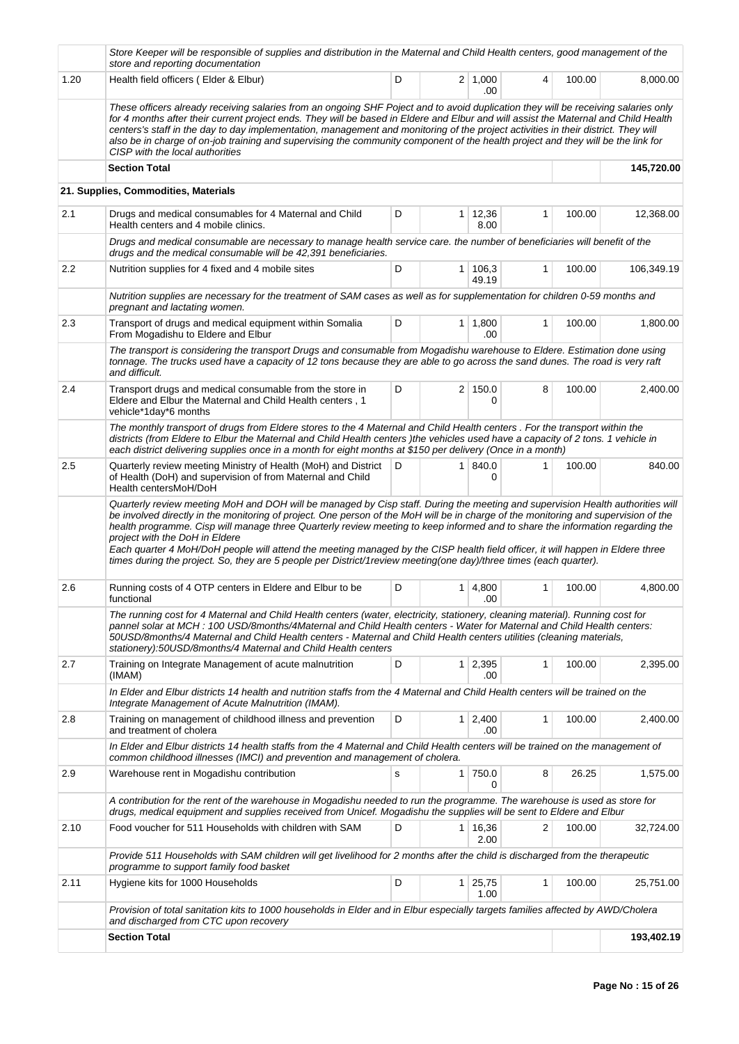| | | | | | | | |
|---|---|---|---|---|---|---|---|
| | *Store Keeper will be responsible of supplies and distribution in the Maternal and Child Health centers, good management of the store and reporting documentation* | | | | | | |
| 1.20 | Health field officers ( Elder & Elbur) | D | 2 | 1,000.00 | 4 | 100.00 | 8,000.00 |
| | *These officers already receiving salaries from an ongoing SHF Poject and to avoid duplication they will be receiving salaries only for 4 months after their current project ends. They will be based in Eldere and Elbur and will assist the Maternal and Child Health centers's staff in the day to day implementation, management and monitoring of the project activities in their district. They will also be in charge of on-job training and supervising the community component of the health project and they will be the link for CISP with the local authorities* | | | | | | |
| | **Section Total** | | | | | | **145,720.00** |
| | **21. Supplies, Commodities, Materials** | | | | | | |
| 2.1 | Drugs and medical consumables for 4 Maternal and Child Health centers and 4 mobile clinics. | D | 1 | 12,368.00 | 1 | 100.00 | 12,368.00 |
| | *Drugs and medical consumable are necessary to manage health service care. the number of beneficiaries will benefit of the drugs and the medical consumable will be 42,391 beneficiaries.* | | | | | | |
| 2.2 | Nutrition supplies for 4 fixed and 4 mobile sites | D | 1 | 106,349.19 | 1 | 100.00 | 106,349.19 |
| | *Nutrition supplies are necessary for the treatment of SAM cases as well as for supplementation for children 0-59 months and pregnant and lactating women.* | | | | | | |
| 2.3 | Transport of drugs and medical equipment within Somalia From Mogadishu to Eldere and Elbur | D | 1 | 1,800.00 | 1 | 100.00 | 1,800.00 |
| | *The transport is considering the transport Drugs and consumable from Mogadishu warehouse to Eldere. Estimation done using tonnage. The trucks used have a capacity of 12 tons because they are able to go across the sand dunes. The road is very raft and difficult.* | | | | | | |
| 2.4 | Transport drugs and medical consumable from the store in Eldere and Elbur the Maternal and Child Health centers , 1 vehicle*1day*6 months | D | 2 | 150.00 | 8 | 100.00 | 2,400.00 |
| | *The monthly transport of drugs from Eldere stores to the 4 Maternal and Child Health centers . For the transport within the districts (from Eldere to Elbur the Maternal and Child Health centers )the vehicles used have a capacity of 2 tons. 1 vehicle in each district delivering supplies once in a month for eight months at $150 per delivery (Once in a month)* | | | | | | |
| 2.5 | Quarterly review meeting Ministry of Health (MoH) and District of Health (DoH) and supervision of from Maternal and Child Health centersMoH/DoH | D | 1 | 840.00 | 1 | 100.00 | 840.00 |
| | *Quarterly review meeting MoH and DOH will be managed by Cisp staff. During the meeting and supervision Health authorities will be involved directly in the monitoring of project. One person of the MoH will be in charge of the monitoring and supervision of the health programme. Cisp will manage three Quarterly review meeting to keep informed and to share the information regarding the project with the DoH in Eldere*<br>*Each quarter 4 MoH/DoH people will attend the meeting managed by the CISP health field officer, it will happen in Eldere three times during the project. So, they are 5 people per District/1review meeting(one day)/three times (each quarter).* | | | | | | |
| 2.6 | Running costs of 4 OTP centers in Eldere and Elbur to be functional | D | 1 | 4,800.00 | 1 | 100.00 | 4,800.00 |
| | *The running cost for 4 Maternal and Child Health centers (water, electricity, stationery, cleaning material). Running cost for pannel solar at MCH : 100 USD/8months/4Maternal and Child Health centers - Water for Maternal and Child Health centers: 50USD/8months/4 Maternal and Child Health centers - Maternal and Child Health centers utilities (cleaning materials, stationery):50USD/8months/4 Maternal and Child Health centers* | | | | | | |
| 2.7 | Training on Integrate Management of acute malnutrition (IMAM) | D | 1 | 2,395.00 | 1 | 100.00 | 2,395.00 |
| | *In Elder and Elbur districts 14 health and nutrition staffs from the 4 Maternal and Child Health centers will be trained on the Integrate Management of Acute Malnutrition (IMAM).* | | | | | | |
| 2.8 | Training on management of childhood illness and prevention and treatment of cholera | D | 1 | 2,400.00 | 1 | 100.00 | 2,400.00 |
| | *In Elder and Elbur districts 14 health staffs from the 4 Maternal and Child Health centers will be trained on the management of common childhood illnesses (IMCI) and prevention and management of cholera.* | | | | | | |
| 2.9 | Warehouse rent in Mogadishu contribution | s | 1 | 750.00 | 8 | 26.25 | 1,575.00 |
| | *A contribution for the rent of the warehouse in Mogadishu needed to run the programme. The warehouse is used as store for drugs, medical equipment and supplies received from Unicef. Mogadishu the supplies will be sent to Eldere and Elbur* | | | | | | |
| 2.10 | Food voucher for 511 Households with children with SAM | D | 1 | 16,362.00 | 2 | 100.00 | 32,724.00 |
| | *Provide 511 Households with SAM children will get livelihood for 2 months after the child is discharged from the therapeutic programme to support family food basket* | | | | | | |
| 2.11 | Hygiene kits for 1000 Households | D | 1 | 25,751.00 | 1 | 100.00 | 25,751.00 |
| | *Provision of total sanitation kits to 1000 households in Elder and in Elbur especially targets families affected by AWD/Cholera and discharged from CTC upon recovery* | | | | | | |
| | **Section Total** | | | | | | **193,402.19** |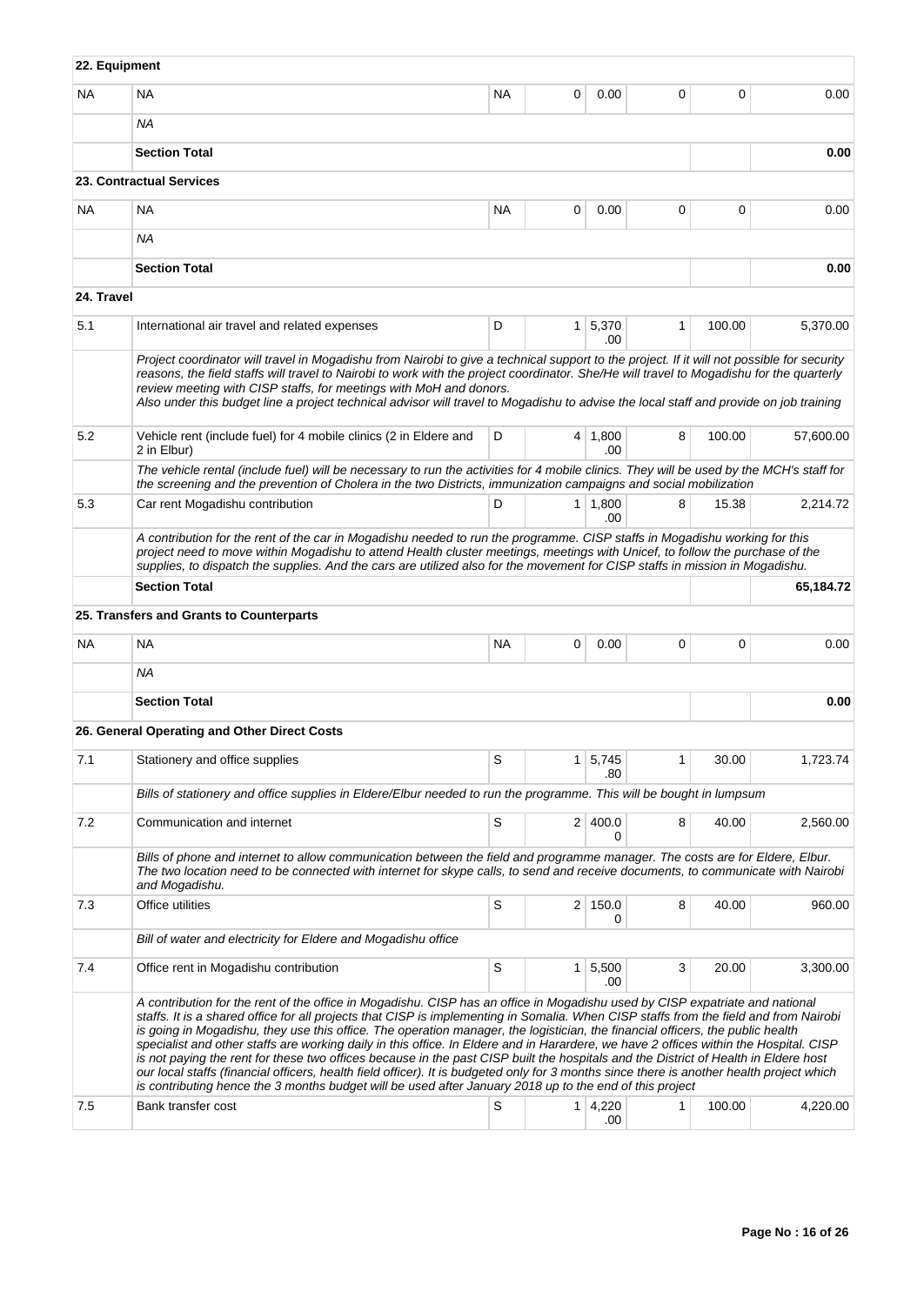| | | | | | | | |
|---|---|---|---|---|---|---|---|
| **22. Equipment** | | | | | | | |
| NA | NA | NA | 0 | 0.00 | 0 | 0 | 0.00 |
| | *NA* | | | | | | |
| | **Section Total** | | | | | | **0.00** |
| **23. Contractual Services** | | | | | | | |
| NA | NA | NA | 0 | 0.00 | 0 | 0 | 0.00 |
| | *NA* | | | | | | |
| | **Section Total** | | | | | | **0.00** |
| **24. Travel** | | | | | | | |
| 5.1 | International air travel and related expenses | D | 1 | 5,370.00 | 1 | 100.00 | 5,370.00 |
| | *Project coordinator will travel in Mogadishu from Nairobi to give a technical support to the project. If it will not possible for security reasons, the field staffs will travel to Nairobi to work with the project coordinator. She/He will travel to Mogadishu for the quarterly review meeting with CISP staffs, for meetings with MoH and donors. Also under this budget line a project technical advisor will travel to Mogadishu to advise the local staff and provide on job training* | | | | | | |
| 5.2 | Vehicle rent (include fuel) for 4 mobile clinics (2 in Eldere and 2 in Elbur) | D | 4 | 1,800.00 | 8 | 100.00 | 57,600.00 |
| | *The vehicle rental (include fuel) will be necessary to run the activities for 4 mobile clinics. They will be used by the MCH's staff for the screening and the prevention of Cholera in the two Districts, immunization campaigns and social mobilization* | | | | | | |
| 5.3 | Car rent Mogadishu contribution | D | 1 | 1,800.00 | 8 | 15.38 | 2,214.72 |
| | *A contribution for the rent of the car in Mogadishu needed to run the programme. CISP staffs in Mogadishu working for this project need to move within Mogadishu to attend Health cluster meetings, meetings with Unicef, to follow the purchase of the supplies, to dispatch the supplies. And the cars are utilized also for the movement for CISP staffs in mission in Mogadishu.* | | | | | | |
| | **Section Total** | | | | | | **65,184.72** |
| **25. Transfers and Grants to Counterparts** | | | | | | | |
| NA | NA | NA | 0 | 0.00 | 0 | 0 | 0.00 |
| | *NA* | | | | | | |
| | **Section Total** | | | | | | **0.00** |
| **26. General Operating and Other Direct Costs** | | | | | | | |
| 7.1 | Stationery and office supplies | S | 1 | 5,745.80 | 1 | 30.00 | 1,723.74 |
| | *Bills of stationery and office supplies in Eldere/Elbur needed to run the programme. This will be bought in lumpsum* | | | | | | |
| 7.2 | Communication and internet | S | 2 | 400.00 | 8 | 40.00 | 2,560.00 |
| | *Bills of phone and internet to allow communication between the field and programme manager. The costs are for Eldere, Elbur. The two location need to be connected with internet for skype calls, to send and receive documents, to communicate with Nairobi and Mogadishu.* | | | | | | |
| 7.3 | Office utilities | S | 2 | 150.00 | 8 | 40.00 | 960.00 |
| | *Bill of water and electricity for Eldere and Mogadishu office* | | | | | | |
| 7.4 | Office rent in Mogadishu contribution | S | 1 | 5,500.00 | 3 | 20.00 | 3,300.00 |
| | *A contribution for the rent of the office in Mogadishu. CISP has an office in Mogadishu used by CISP expatriate and national staffs. It is a shared office for all projects that CISP is implementing in Somalia. When CISP staffs from the field and from Nairobi is going in Mogadishu, they use this office. The operation manager, the logistician, the financial officers, the public health specialist and other staffs are working daily in this office. In Eldere and in Harardere, we have 2 offices within the Hospital. CISP is not paying the rent for these two offices because in the past CISP built the hospitals and the District of Health in Eldere host our local staffs (financial officers, health field officer). It is budgeted only for 3 months since there is another health project which is contributing hence the 3 months budget will be used after January 2018 up to the end of this project* | | | | | | |
| 7.5 | Bank transfer cost | S | 1 | 4,220.00 | 1 | 100.00 | 4,220.00 |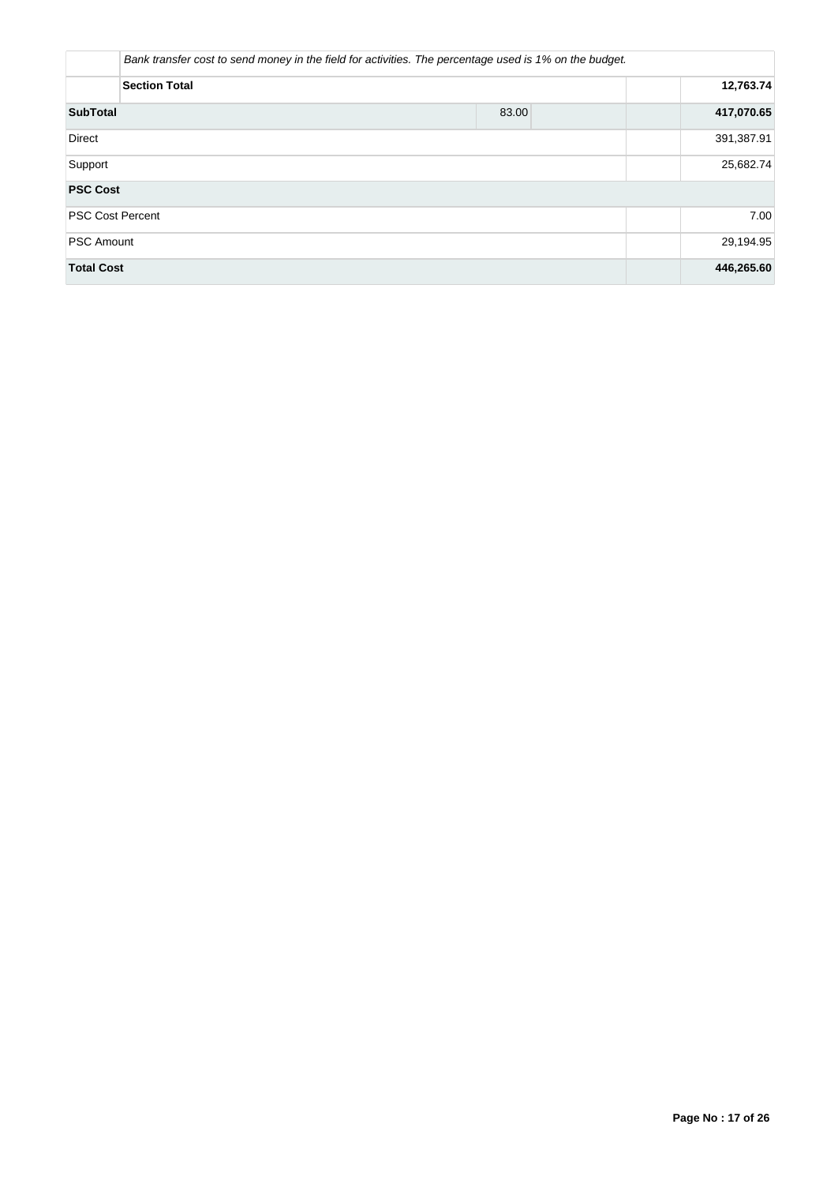| | | | | |
|---|---|---|---|---|
| | *Bank transfer cost to send money in the field for activities. The percentage used is 1% on the budget.* | | | |
| | **Section Total** | | | **12,763.74** |
| **SubTotal** | | 83.00 | | **417,070.65** |
| Direct | | | | 391,387.91 |
| Support | | | | 25,682.74 |
| **PSC Cost** | | | | |
| PSC Cost Percent | | | | 7.00 |
| PSC Amount | | | | 29,194.95 |
| **Total Cost** | | | | **446,265.60** |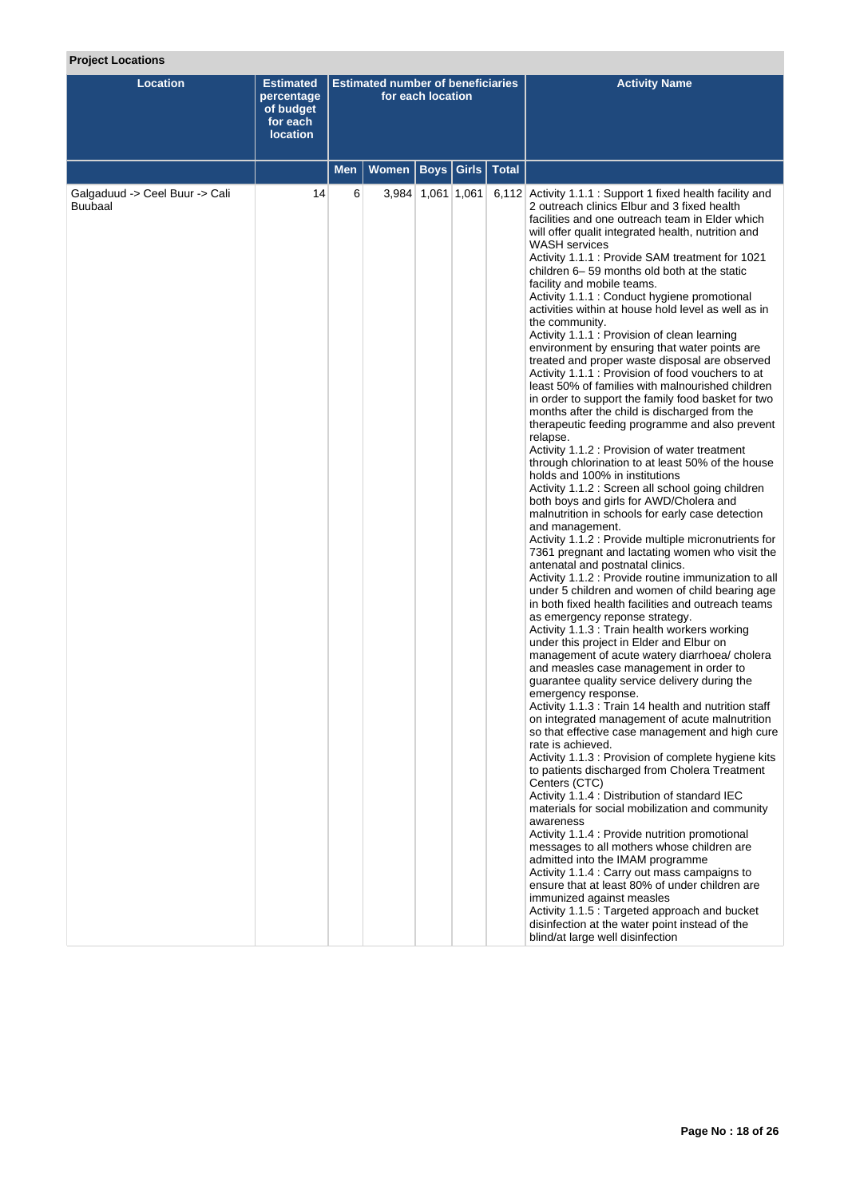**Project Locations**

| Location | Estimated percentage of budget for each location | Estimated number of beneficiaries for each location | | | | | Activity Name |
|---|---|---|---|---|---|---|---|
| | | Men | Women | Boys | Girls | Total | |
| Galgaduud -> Ceel Buur -> Cali Buubaal | 14 | 6 | 3,984 | 1,061 | 1,061 | 6,112 | Activity 1.1.1 : Support 1 fixed health facility and 2 outreach clinics Elbur and 3 fixed health facilities and one outreach team in Elder which will offer qualit integrated health, nutrition and WASH services<br>Activity 1.1.1 : Provide SAM treatment for 1021 children 6– 59 months old both at the static facility and mobile teams.<br>Activity 1.1.1 : Conduct hygiene promotional activities within at house hold level as well as in the community.<br>Activity 1.1.1 : Provision of clean learning environment by ensuring that water points are treated and proper waste disposal are observed<br>Activity 1.1.1 : Provision of food vouchers to at least 50% of families with malnourished children in order to support the family food basket for two months after the child is discharged from the therapeutic feeding programme and also prevent relapse.<br>Activity 1.1.2 : Provision of water treatment through chlorination to at least 50% of the house holds and 100% in institutions<br>Activity 1.1.2 : Screen all school going children both boys and girls for AWD/Cholera and malnutrition in schools for early case detection and management.<br>Activity 1.1.2 : Provide multiple micronutrients for 7361 pregnant and lactating women who visit the antenatal and postnatal clinics.<br>Activity 1.1.2 : Provide routine immunization to all under 5 children and women of child bearing age in both fixed health facilities and outreach teams as emergency reponse strategy.<br>Activity 1.1.3 : Train health workers working under this project in Elder and Elbur on management of acute watery diarrhoea/ cholera and measles case management in order to guarantee quality service delivery during the emergency response.<br>Activity 1.1.3 : Train 14 health and nutrition staff on integrated management of acute malnutrition so that effective case management and high cure rate is achieved.<br>Activity 1.1.3 : Provision of complete hygiene kits to patients discharged from Cholera Treatment Centers (CTC)<br>Activity 1.1.4 : Distribution of standard IEC materials for social mobilization and community awareness<br>Activity 1.1.4 : Provide nutrition promotional messages to all mothers whose children are admitted into the IMAM programme<br>Activity 1.1.4 : Carry out mass campaigns to ensure that at least 80% of under children are immunized against measles<br>Activity 1.1.5 : Targeted approach and bucket disinfection at the water point instead of the blind/at large well disinfection |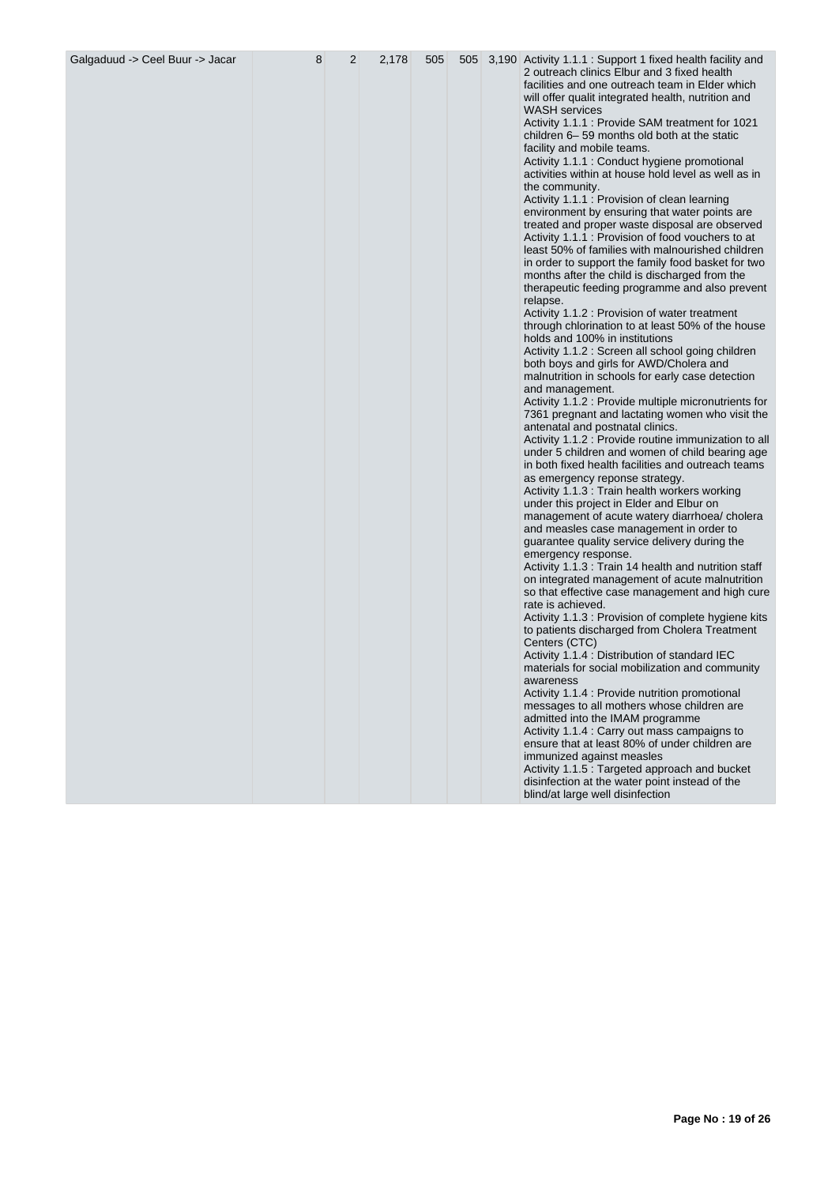| | | | | | | | |
|---|---|---|---|---|---|---|---|
| Galgaduud -> Ceel Buur -> Jacar | 8 | 2 | 2,178 | 505 | 505 | 3,190 | Activity 1.1.1 : Support 1 fixed health facility and 2 outreach clinics Elbur and 3 fixed health facilities and one outreach team in Elder which will offer qualit integrated health, nutrition and WASH services<br>Activity 1.1.1 : Provide SAM treatment for 1021 children 6– 59 months old both at the static facility and mobile teams.<br>Activity 1.1.1 : Conduct hygiene promotional activities within at house hold level as well as in the community.<br>Activity 1.1.1 : Provision of clean learning environment by ensuring that water points are treated and proper waste disposal are observed<br>Activity 1.1.1 : Provision of food vouchers to at least 50% of families with malnourished children in order to support the family food basket for two months after the child is discharged from the therapeutic feeding programme and also prevent relapse.<br>Activity 1.1.2 : Provision of water treatment through chlorination to at least 50% of the house holds and 100% in institutions<br>Activity 1.1.2 : Screen all school going children both boys and girls for AWD/Cholera and malnutrition in schools for early case detection and management.<br>Activity 1.1.2 : Provide multiple micronutrients for 7361 pregnant and lactating women who visit the antenatal and postnatal clinics.<br>Activity 1.1.2 : Provide routine immunization to all under 5 children and women of child bearing age in both fixed health facilities and outreach teams as emergency reponse strategy.<br>Activity 1.1.3 : Train health workers working under this project in Elder and Elbur on management of acute watery diarrhoea/ cholera and measles case management in order to guarantee quality service delivery during the emergency response.<br>Activity 1.1.3 : Train 14 health and nutrition staff on integrated management of acute malnutrition so that effective case management and high cure rate is achieved.<br>Activity 1.1.3 : Provision of complete hygiene kits to patients discharged from Cholera Treatment Centers (CTC)<br>Activity 1.1.4 : Distribution of standard IEC materials for social mobilization and community awareness<br>Activity 1.1.4 : Provide nutrition promotional messages to all mothers whose children are admitted into the IMAM programme<br>Activity 1.1.4 : Carry out mass campaigns to ensure that at least 80% of under children are immunized against measles<br>Activity 1.1.5 : Targeted approach and bucket disinfection at the water point instead of the blind/at large well disinfection |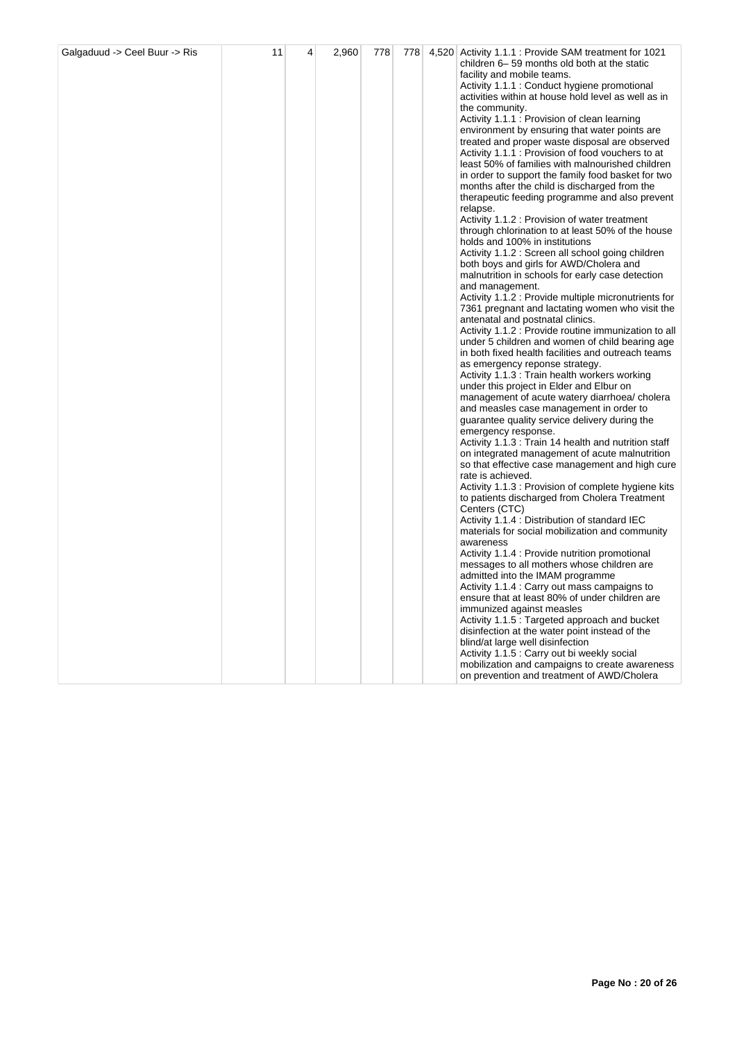| | | | | | | | |
|---|---|---|---|---|---|---|---|
| Galgaduud -> Ceel Buur -> Ris | 11 | 4 | 2,960 | 778 | 778 | 4,520 | Activity 1.1.1 : Provide SAM treatment for 1021 children 6– 59 months old both at the static facility and mobile teams.<br>Activity 1.1.1 : Conduct hygiene promotional activities within at house hold level as well as in the community.<br>Activity 1.1.1 : Provision of clean learning environment by ensuring that water points are treated and proper waste disposal are observed<br>Activity 1.1.1 : Provision of food vouchers to at least 50% of families with malnourished children in order to support the family food basket for two months after the child is discharged from the therapeutic feeding programme and also prevent relapse.<br>Activity 1.1.2 : Provision of water treatment through chlorination to at least 50% of the house holds and 100% in institutions<br>Activity 1.1.2 : Screen all school going children both boys and girls for AWD/Cholera and malnutrition in schools for early case detection and management.<br>Activity 1.1.2 : Provide multiple micronutrients for 7361 pregnant and lactating women who visit the antenatal and postnatal clinics.<br>Activity 1.1.2 : Provide routine immunization to all under 5 children and women of child bearing age in both fixed health facilities and outreach teams as emergency reponse strategy.<br>Activity 1.1.3 : Train health workers working under this project in Elder and Elbur on management of acute watery diarrhoea/ cholera and measles case management in order to guarantee quality service delivery during the emergency response.<br>Activity 1.1.3 : Train 14 health and nutrition staff on integrated management of acute malnutrition so that effective case management and high cure rate is achieved.<br>Activity 1.1.3 : Provision of complete hygiene kits to patients discharged from Cholera Treatment Centers (CTC)<br>Activity 1.1.4 : Distribution of standard IEC materials for social mobilization and community awareness<br>Activity 1.1.4 : Provide nutrition promotional messages to all mothers whose children are admitted into the IMAM programme<br>Activity 1.1.4 : Carry out mass campaigns to ensure that at least 80% of under children are immunized against measles<br>Activity 1.1.5 : Targeted approach and bucket disinfection at the water point instead of the blind/at large well disinfection<br>Activity 1.1.5 : Carry out bi weekly social mobilization and campaigns to create awareness on prevention and treatment of AWD/Cholera |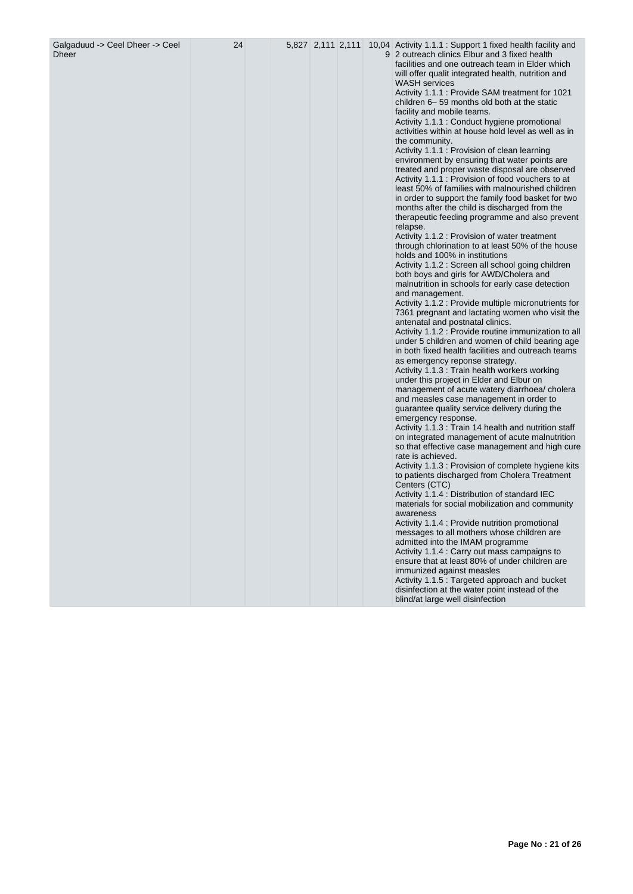| | | | | | | |
|---|---|---|---|---|---|---|
| Galgaduud -> Ceel Dheer -> Ceel Dheer | 24 | | 5,827 | 2,111 | 2,111 | 10,049 | Activity 1.1.1 : Support 1 fixed health facility and 2 outreach clinics Elbur and 3 fixed health facilities and one outreach team in Elder which will offer qualit integrated health, nutrition and WASH services<br>Activity 1.1.1 : Provide SAM treatment for 1021 children 6– 59 months old both at the static facility and mobile teams.<br>Activity 1.1.1 : Conduct hygiene promotional activities within at house hold level as well as in the community.<br>Activity 1.1.1 : Provision of clean learning environment by ensuring that water points are treated and proper waste disposal are observed<br>Activity 1.1.1 : Provision of food vouchers to at least 50% of families with malnourished children in order to support the family food basket for two months after the child is discharged from the therapeutic feeding programme and also prevent relapse.<br>Activity 1.1.2 : Provision of water treatment through chlorination to at least 50% of the house holds and 100% in institutions<br>Activity 1.1.2 : Screen all school going children both boys and girls for AWD/Cholera and malnutrition in schools for early case detection and management.<br>Activity 1.1.2 : Provide multiple micronutrients for 7361 pregnant and lactating women who visit the antenatal and postnatal clinics.<br>Activity 1.1.2 : Provide routine immunization to all under 5 children and women of child bearing age in both fixed health facilities and outreach teams as emergency reponse strategy.<br>Activity 1.1.3 : Train health workers working under this project in Elder and Elbur on management of acute watery diarrhoea/ cholera and measles case management in order to guarantee quality service delivery during the emergency response.<br>Activity 1.1.3 : Train 14 health and nutrition staff on integrated management of acute malnutrition so that effective case management and high cure rate is achieved.<br>Activity 1.1.3 : Provision of complete hygiene kits to patients discharged from Cholera Treatment Centers (CTC)<br>Activity 1.1.4 : Distribution of standard IEC materials for social mobilization and community awareness<br>Activity 1.1.4 : Provide nutrition promotional messages to all mothers whose children are admitted into the IMAM programme<br>Activity 1.1.4 : Carry out mass campaigns to ensure that at least 80% of under children are immunized against measles<br>Activity 1.1.5 : Targeted approach and bucket disinfection at the water point instead of the blind/at large well disinfection |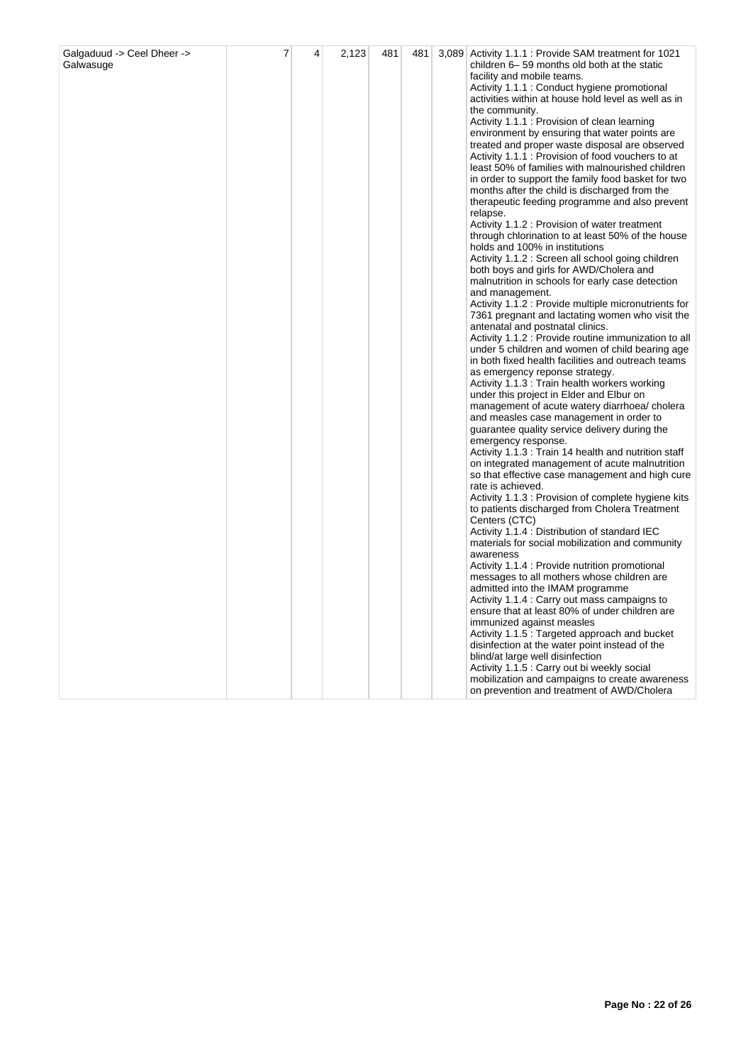| | | | | | | |
|---|---|---|---|---|---|---|
| Galgaduud -> Ceel Dheer -> Galwasuge | 7 | 4 | 2,123 | 481 | 481 | 3,089 Activity 1.1.1 : Provide SAM treatment for 1021 children 6– 59 months old both at the static facility and mobile teams.<br>Activity 1.1.1 : Conduct hygiene promotional activities within at house hold level as well as in the community.<br>Activity 1.1.1 : Provision of clean learning environment by ensuring that water points are treated and proper waste disposal are observed<br>Activity 1.1.1 : Provision of food vouchers to at least 50% of families with malnourished children in order to support the family food basket for two months after the child is discharged from the therapeutic feeding programme and also prevent relapse.<br>Activity 1.1.2 : Provision of water treatment through chlorination to at least 50% of the house holds and 100% in institutions<br>Activity 1.1.2 : Screen all school going children both boys and girls for AWD/Cholera and malnutrition in schools for early case detection and management.<br>Activity 1.1.2 : Provide multiple micronutrients for 7361 pregnant and lactating women who visit the antenatal and postnatal clinics.<br>Activity 1.1.2 : Provide routine immunization to all under 5 children and women of child bearing age in both fixed health facilities and outreach teams as emergency reponse strategy.<br>Activity 1.1.3 : Train health workers working under this project in Elder and Elbur on management of acute watery diarrhoea/ cholera and measles case management in order to guarantee quality service delivery during the emergency response.<br>Activity 1.1.3 : Train 14 health and nutrition staff on integrated management of acute malnutrition so that effective case management and high cure rate is achieved.<br>Activity 1.1.3 : Provision of complete hygiene kits to patients discharged from Cholera Treatment Centers (CTC)<br>Activity 1.1.4 : Distribution of standard IEC materials for social mobilization and community awareness<br>Activity 1.1.4 : Provide nutrition promotional messages to all mothers whose children are admitted into the IMAM programme<br>Activity 1.1.4 : Carry out mass campaigns to ensure that at least 80% of under children are immunized against measles<br>Activity 1.1.5 : Targeted approach and bucket disinfection at the water point instead of the blind/at large well disinfection<br>Activity 1.1.5 : Carry out bi weekly social mobilization and campaigns to create awareness on prevention and treatment of AWD/Cholera |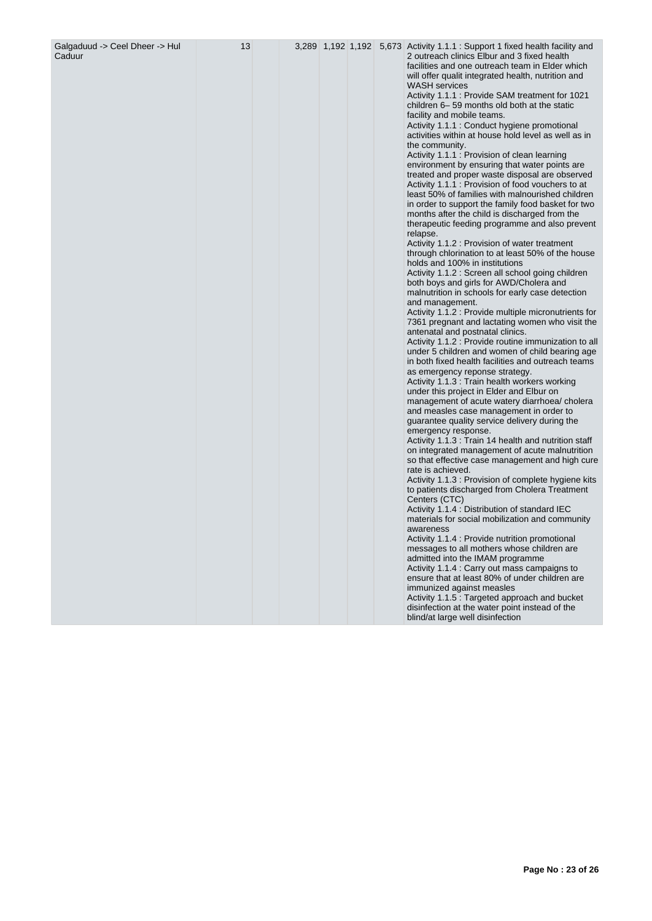| Galgaduud -> Ceel Dheer -> Hul Caduur | 13 | | 3,289 | 1,192 | 1,192 | 5,673 | Activity 1.1.1 : Support 1 fixed health facility and 2 outreach clinics Elbur and 3 fixed health facilities and one outreach team in Elder which will offer qualit integrated health, nutrition and WASH services<br>Activity 1.1.1 : Provide SAM treatment for 1021 children 6– 59 months old both at the static facility and mobile teams.<br>Activity 1.1.1 : Conduct hygiene promotional activities within at house hold level as well as in the community.<br>Activity 1.1.1 : Provision of clean learning environment by ensuring that water points are treated and proper waste disposal are observed<br>Activity 1.1.1 : Provision of food vouchers to at least 50% of families with malnourished children in order to support the family food basket for two months after the child is discharged from the therapeutic feeding programme and also prevent relapse.<br>Activity 1.1.2 : Provision of water treatment through chlorination to at least 50% of the house holds and 100% in institutions<br>Activity 1.1.2 : Screen all school going children both boys and girls for AWD/Cholera and malnutrition in schools for early case detection and management.<br>Activity 1.1.2 : Provide multiple micronutrients for 7361 pregnant and lactating women who visit the antenatal and postnatal clinics.<br>Activity 1.1.2 : Provide routine immunization to all under 5 children and women of child bearing age in both fixed health facilities and outreach teams as emergency reponse strategy.<br>Activity 1.1.3 : Train health workers working under this project in Elder and Elbur on management of acute watery diarrhoea/ cholera and measles case management in order to guarantee quality service delivery during the emergency response.<br>Activity 1.1.3 : Train 14 health and nutrition staff on integrated management of acute malnutrition so that effective case management and high cure rate is achieved.<br>Activity 1.1.3 : Provision of complete hygiene kits to patients discharged from Cholera Treatment Centers (CTC)<br>Activity 1.1.4 : Distribution of standard IEC materials for social mobilization and community awareness<br>Activity 1.1.4 : Provide nutrition promotional messages to all mothers whose children are admitted into the IMAM programme<br>Activity 1.1.4 : Carry out mass campaigns to ensure that at least 80% of under children are immunized against measles<br>Activity 1.1.5 : Targeted approach and bucket disinfection at the water point instead of the blind/at large well disinfection |
|---|---|---|---|---|---|---|---|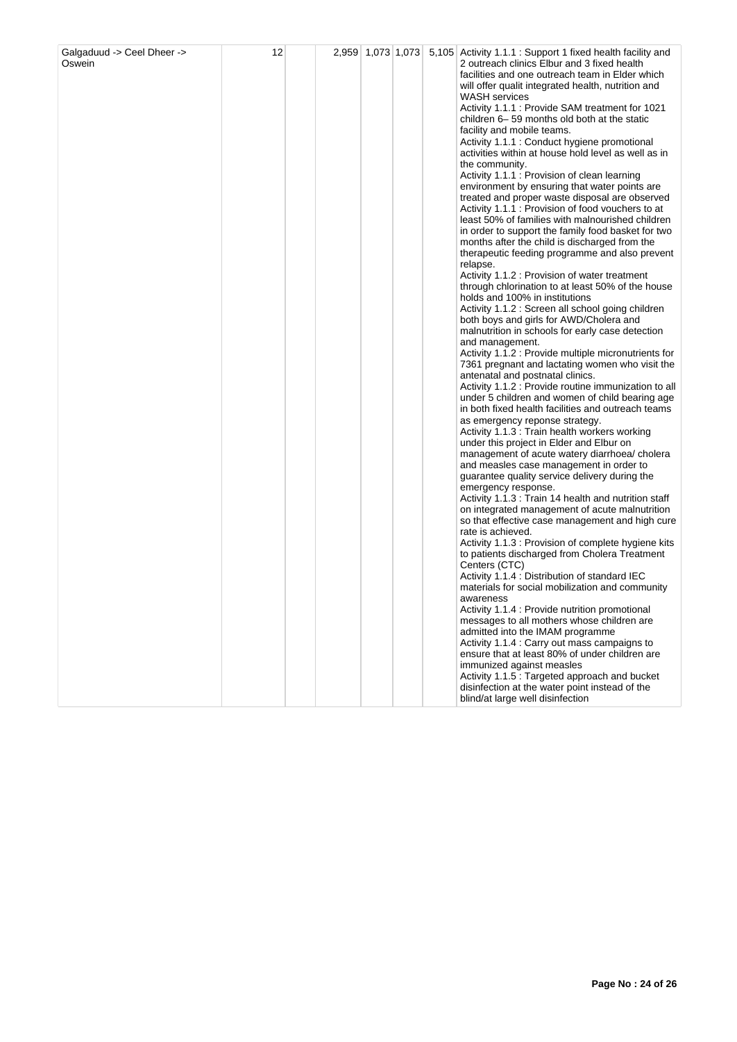| | | | | | | | |
|---|---|---|---|---|---|---|---|
| Galgaduud -> Ceel Dheer -> Oswein | 12 | | 2,959 | 1,073 | 1,073 | 5,105 | Activity 1.1.1 : Support 1 fixed health facility and 2 outreach clinics Elbur and 3 fixed health facilities and one outreach team in Elder which will offer qualit integrated health, nutrition and WASH services<br>Activity 1.1.1 : Provide SAM treatment for 1021 children 6– 59 months old both at the static facility and mobile teams.<br>Activity 1.1.1 : Conduct hygiene promotional activities within at house hold level as well as in the community.<br>Activity 1.1.1 : Provision of clean learning environment by ensuring that water points are treated and proper waste disposal are observed<br>Activity 1.1.1 : Provision of food vouchers to at least 50% of families with malnourished children in order to support the family food basket for two months after the child is discharged from the therapeutic feeding programme and also prevent relapse.<br>Activity 1.1.2 : Provision of water treatment through chlorination to at least 50% of the house holds and 100% in institutions<br>Activity 1.1.2 : Screen all school going children both boys and girls for AWD/Cholera and malnutrition in schools for early case detection and management.<br>Activity 1.1.2 : Provide multiple micronutrients for 7361 pregnant and lactating women who visit the antenatal and postnatal clinics.<br>Activity 1.1.2 : Provide routine immunization to all under 5 children and women of child bearing age in both fixed health facilities and outreach teams as emergency reponse strategy.<br>Activity 1.1.3 : Train health workers working under this project in Elder and Elbur on management of acute watery diarrhoea/ cholera and measles case management in order to guarantee quality service delivery during the emergency response.<br>Activity 1.1.3 : Train 14 health and nutrition staff on integrated management of acute malnutrition so that effective case management and high cure rate is achieved.<br>Activity 1.1.3 : Provision of complete hygiene kits to patients discharged from Cholera Treatment Centers (CTC)<br>Activity 1.1.4 : Distribution of standard IEC materials for social mobilization and community awareness<br>Activity 1.1.4 : Provide nutrition promotional messages to all mothers whose children are admitted into the IMAM programme<br>Activity 1.1.4 : Carry out mass campaigns to ensure that at least 80% of under children are immunized against measles<br>Activity 1.1.5 : Targeted approach and bucket disinfection at the water point instead of the blind/at large well disinfection |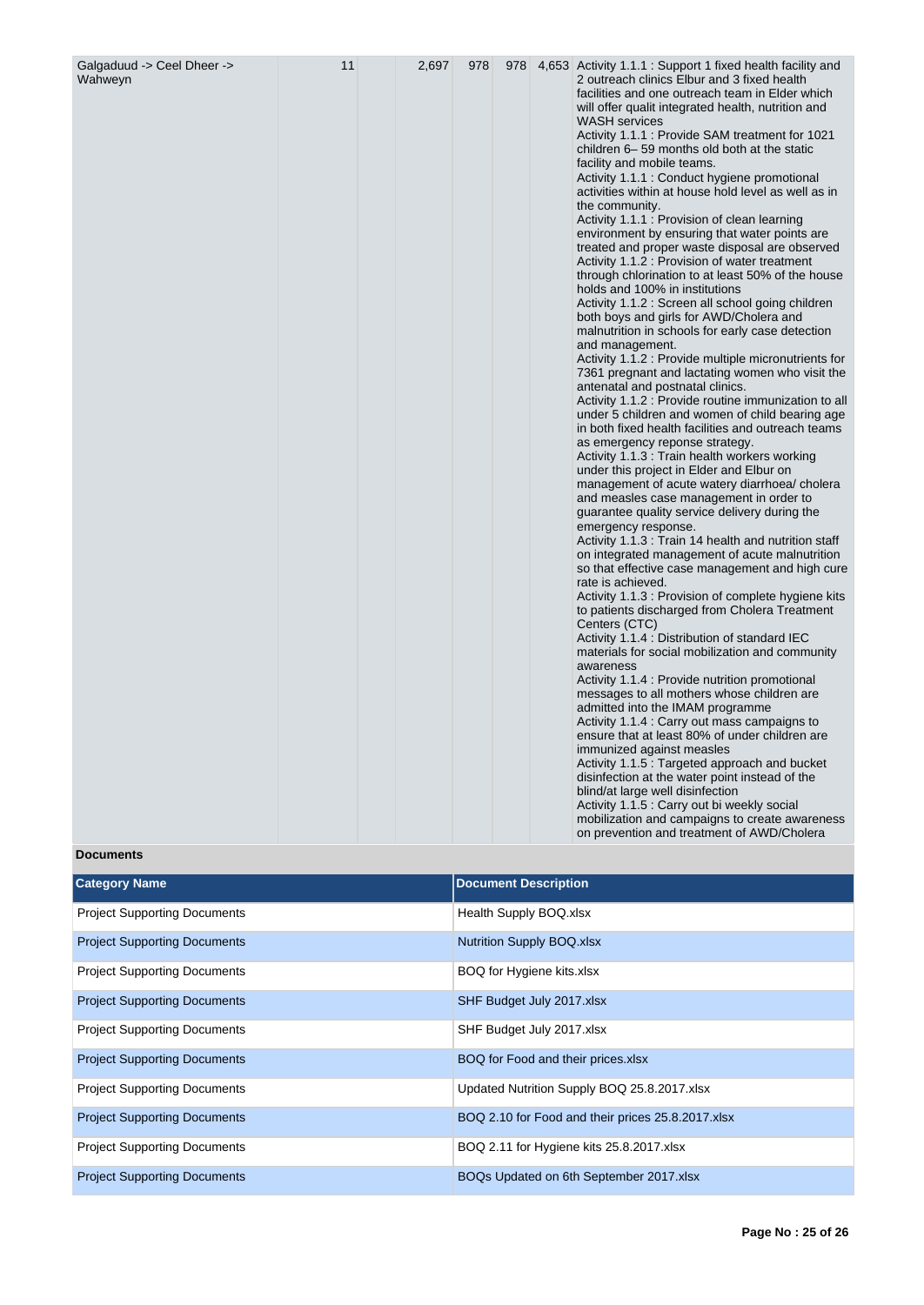| | | | | | | |
|---|---|---|---|---|---|---|
| Galgaduud -> Ceel Dheer -> Wahweyn | 11 | | 2,697 | 978 | 978 | 4,653 | Activity 1.1.1 : Support 1 fixed health facility and 2 outreach clinics Elbur and 3 fixed health facilities and one outreach team in Elder which will offer qualit integrated health, nutrition and WASH services<br>Activity 1.1.1 : Provide SAM treatment for 1021 children 6– 59 months old both at the static facility and mobile teams.<br>Activity 1.1.1 : Conduct hygiene promotional activities within at house hold level as well as in the community.<br>Activity 1.1.1 : Provision of clean learning environment by ensuring that water points are treated and proper waste disposal are observed<br>Activity 1.1.2 : Provision of water treatment through chlorination to at least 50% of the house holds and 100% in institutions<br>Activity 1.1.2 : Screen all school going children both boys and girls for AWD/Cholera and malnutrition in schools for early case detection and management.<br>Activity 1.1.2 : Provide multiple micronutrients for 7361 pregnant and lactating women who visit the antenatal and postnatal clinics.<br>Activity 1.1.2 : Provide routine immunization to all under 5 children and women of child bearing age in both fixed health facilities and outreach teams as emergency reponse strategy.<br>Activity 1.1.3 : Train health workers working under this project in Elder and Elbur on management of acute watery diarrhoea/ cholera and measles case management in order to guarantee quality service delivery during the emergency response.<br>Activity 1.1.3 : Train 14 health and nutrition staff on integrated management of acute malnutrition so that effective case management and high cure rate is achieved.<br>Activity 1.1.3 : Provision of complete hygiene kits to patients discharged from Cholera Treatment Centers (CTC)<br>Activity 1.1.4 : Distribution of standard IEC materials for social mobilization and community awareness<br>Activity 1.1.4 : Provide nutrition promotional messages to all mothers whose children are admitted into the IMAM programme<br>Activity 1.1.4 : Carry out mass campaigns to ensure that at least 80% of under children are immunized against measles<br>Activity 1.1.5 : Targeted approach and bucket disinfection at the water point instead of the blind/at large well disinfection<br>Activity 1.1.5 : Carry out bi weekly social mobilization and campaigns to create awareness on prevention and treatment of AWD/Cholera |

**Documents**

| Category Name | Document Description |
|---|---|
| Project Supporting Documents | Health Supply BOQ.xlsx |
| Project Supporting Documents | Nutrition Supply BOQ.xlsx |
| Project Supporting Documents | BOQ for Hygiene kits.xlsx |
| Project Supporting Documents | SHF Budget July 2017.xlsx |
| Project Supporting Documents | SHF Budget July 2017.xlsx |
| Project Supporting Documents | BOQ for Food and their prices.xlsx |
| Project Supporting Documents | Updated Nutrition Supply BOQ 25.8.2017.xlsx |
| Project Supporting Documents | BOQ 2.10 for Food and their prices 25.8.2017.xlsx |
| Project Supporting Documents | BOQ 2.11 for Hygiene kits 25.8.2017.xlsx |
| Project Supporting Documents | BOQs Updated on 6th September 2017.xlsx |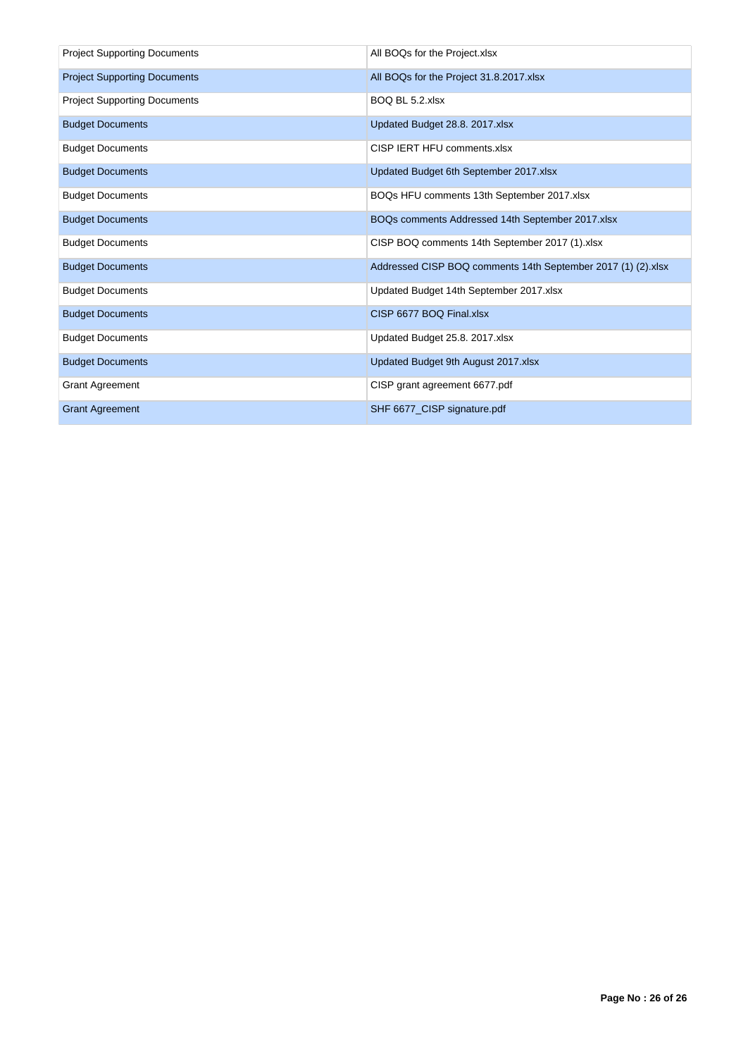| | |
|---|---|
| Project Supporting Documents | All BOQs for the Project.xlsx |
| Project Supporting Documents | All BOQs for the Project 31.8.2017.xlsx |
| Project Supporting Documents | BOQ BL 5.2.xlsx |
| Budget Documents | Updated Budget 28.8. 2017.xlsx |
| Budget Documents | CISP IERT HFU comments.xlsx |
| Budget Documents | Updated Budget 6th September 2017.xlsx |
| Budget Documents | BOQs HFU comments 13th September 2017.xlsx |
| Budget Documents | BOQs comments Addressed 14th September 2017.xlsx |
| Budget Documents | CISP BOQ comments 14th September 2017 (1).xlsx |
| Budget Documents | Addressed CISP BOQ comments 14th September 2017 (1) (2).xlsx |
| Budget Documents | Updated Budget 14th September 2017.xlsx |
| Budget Documents | CISP 6677 BOQ Final.xlsx |
| Budget Documents | Updated Budget 25.8. 2017.xlsx |
| Budget Documents | Updated Budget 9th August 2017.xlsx |
| Grant Agreement | CISP grant agreement 6677.pdf |
| Grant Agreement | SHF 6677_CISP signature.pdf |